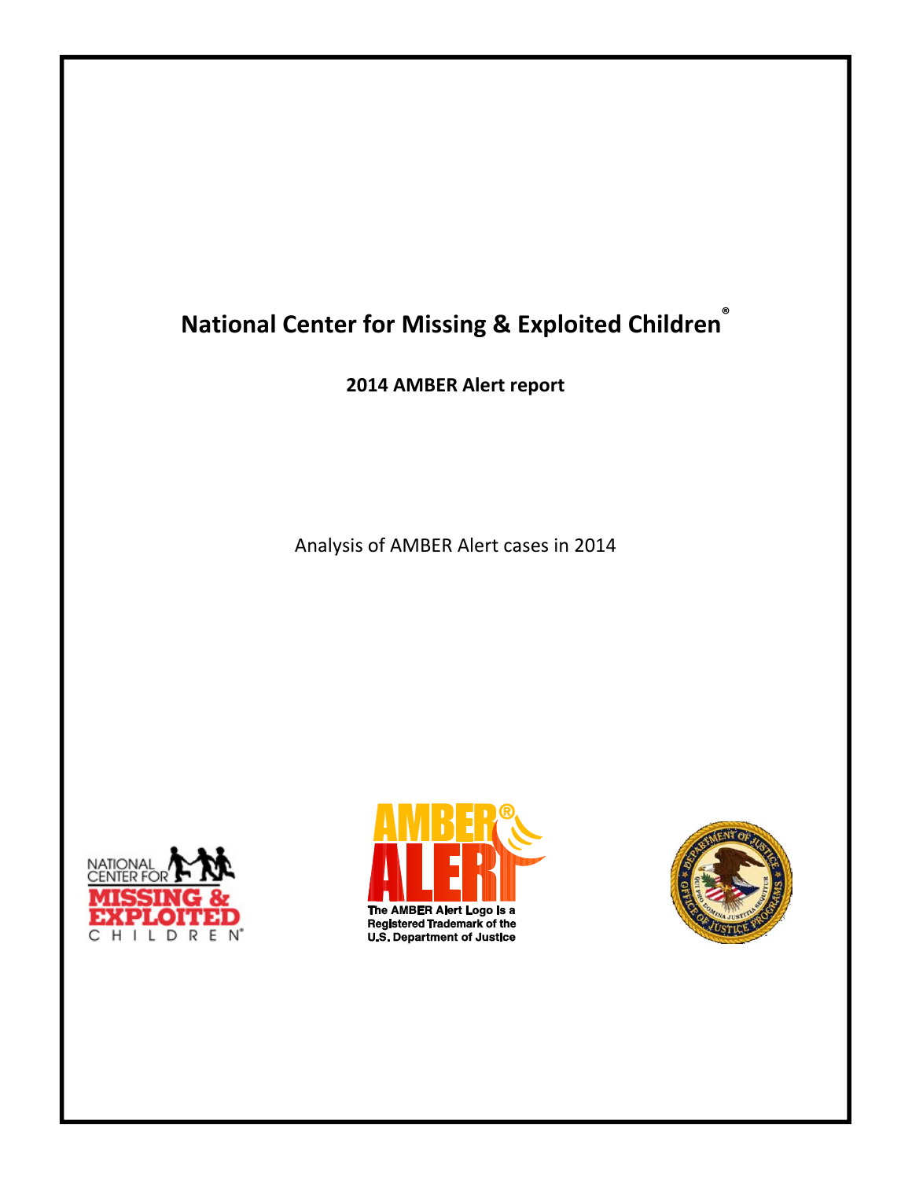# National Center for Missing & Exploited Children®

## 2014 AMBER Alert report

Analysis of AMBER Alert cases in 2014

The AMBER Alert Logo is a Registered Trademark of the U.S. Department of Justice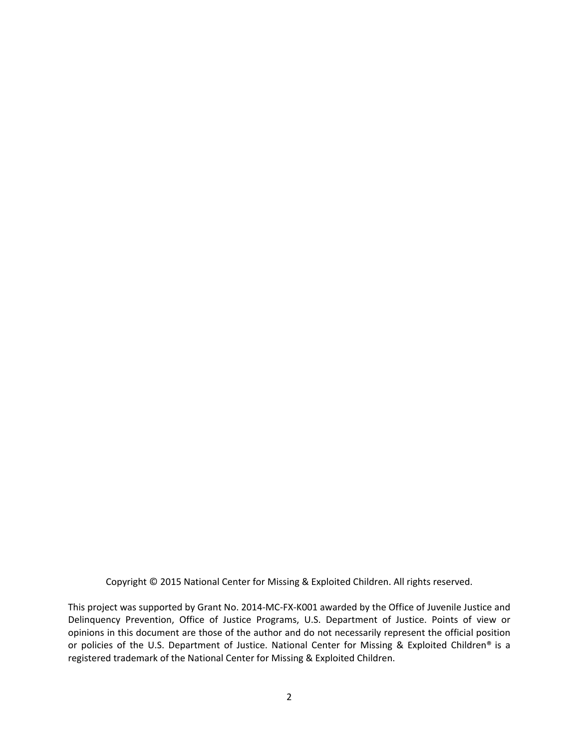Copyright © 2015 National Center for Missing & Exploited Children. All rights reserved.

This project was supported by Grant No. 2014-MC-FX-K001 awarded by the Office of Juvenile Justice and Delinquency Prevention, Office of Justice Programs, U.S. Department of Justice. Points of view or opinions in this document are those of the author and do not necessarily represent the official position or policies of the U.S. Department of Justice. National Center for Missing & Exploited Children® is a registered trademark of the National Center for Missing & Exploited Children.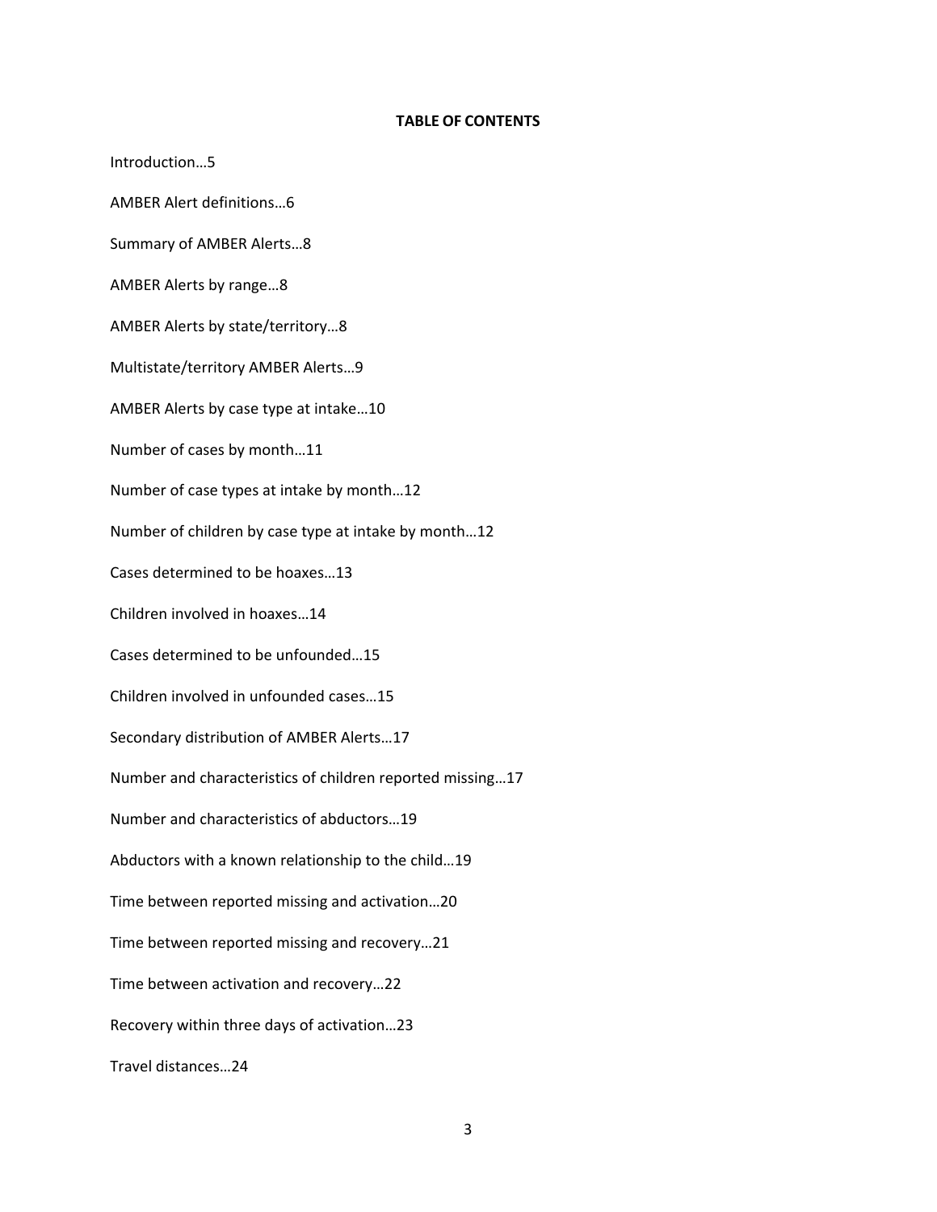**TABLE OF CONTENTS**

Introduction…5

AMBER Alert definitions…6

Summary of AMBER Alerts…8

AMBER Alerts by range…8

AMBER Alerts by state/territory…8

Multistate/territory AMBER Alerts…9

AMBER Alerts by case type at intake…10

Number of cases by month…11

Number of case types at intake by month…12

Number of children by case type at intake by month…12

Cases determined to be hoaxes…13

Children involved in hoaxes…14

Cases determined to be unfounded…15

Children involved in unfounded cases…15

Secondary distribution of AMBER Alerts…17

Number and characteristics of children reported missing…17

Number and characteristics of abductors…19

Abductors with a known relationship to the child…19

Time between reported missing and activation…20

Time between reported missing and recovery…21

Time between activation and recovery…22

Recovery within three days of activation…23

Travel distances…24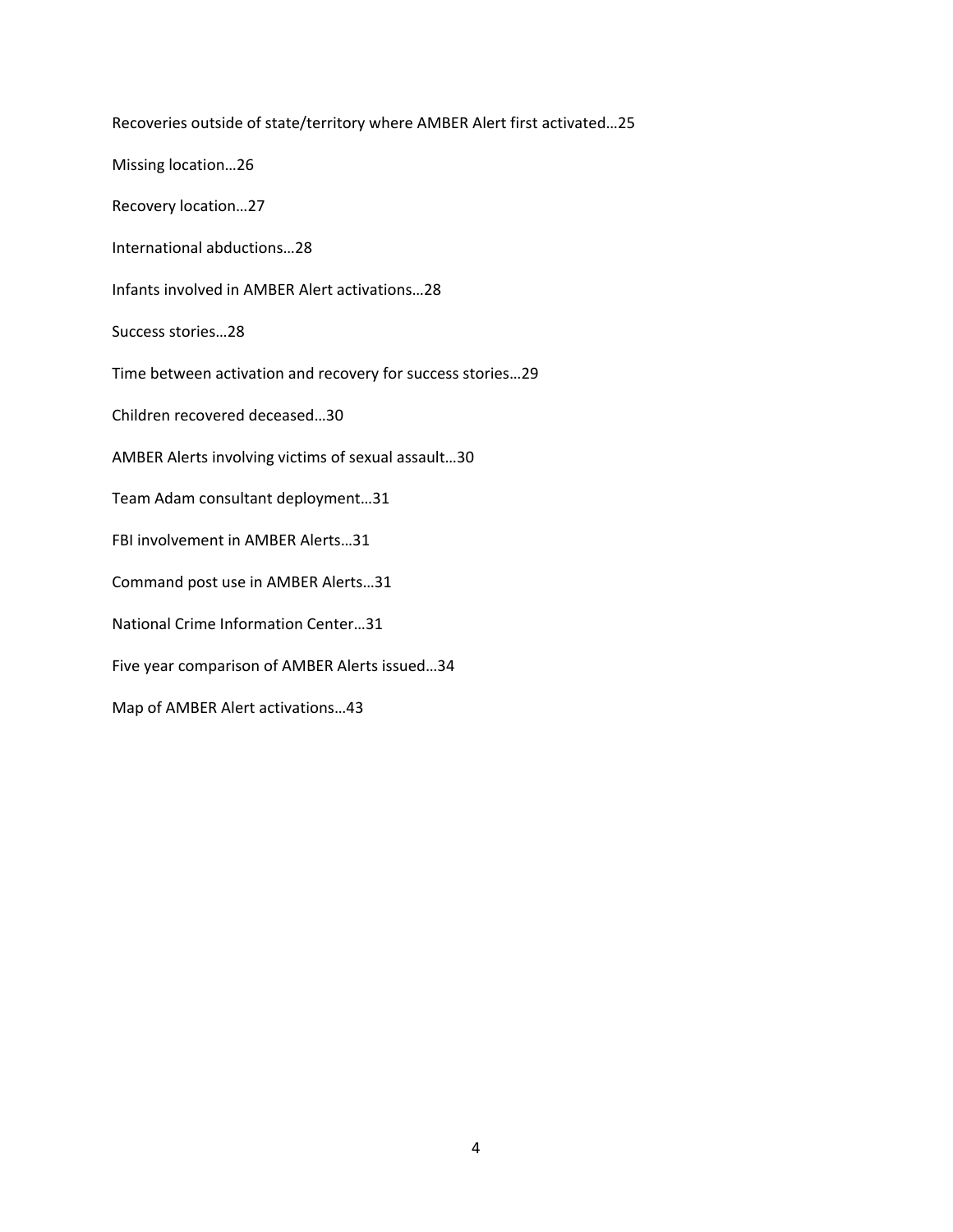Recoveries outside of state/territory where AMBER Alert first activated…25

Missing location…26

Recovery location…27

International abductions…28

Infants involved in AMBER Alert activations…28

Success stories…28

Time between activation and recovery for success stories…29

Children recovered deceased…30

AMBER Alerts involving victims of sexual assault…30

Team Adam consultant deployment…31

FBI involvement in AMBER Alerts…31

Command post use in AMBER Alerts…31

National Crime Information Center…31

Five year comparison of AMBER Alerts issued…34

Map of AMBER Alert activations…43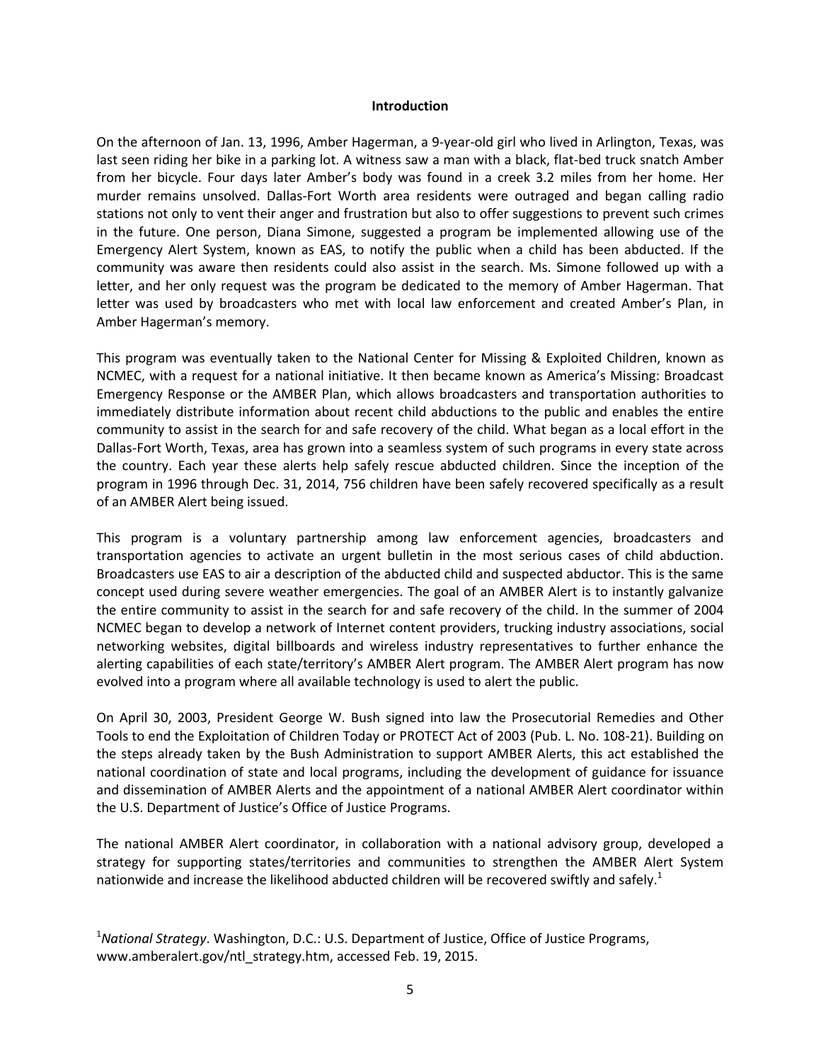## Introduction

On the afternoon of Jan. 13, 1996, Amber Hagerman, a 9-year-old girl who lived in Arlington, Texas, was last seen riding her bike in a parking lot. A witness saw a man with a black, flat-bed truck snatch Amber from her bicycle. Four days later Amber's body was found in a creek 3.2 miles from her home. Her murder remains unsolved. Dallas-Fort Worth area residents were outraged and began calling radio stations not only to vent their anger and frustration but also to offer suggestions to prevent such crimes in the future. One person, Diana Simone, suggested a program be implemented allowing use of the Emergency Alert System, known as EAS, to notify the public when a child has been abducted. If the community was aware then residents could also assist in the search. Ms. Simone followed up with a letter, and her only request was the program be dedicated to the memory of Amber Hagerman. That letter was used by broadcasters who met with local law enforcement and created Amber's Plan, in Amber Hagerman's memory.

This program was eventually taken to the National Center for Missing & Exploited Children, known as NCMEC, with a request for a national initiative. It then became known as America's Missing: Broadcast Emergency Response or the AMBER Plan, which allows broadcasters and transportation authorities to immediately distribute information about recent child abductions to the public and enables the entire community to assist in the search for and safe recovery of the child. What began as a local effort in the Dallas-Fort Worth, Texas, area has grown into a seamless system of such programs in every state across the country. Each year these alerts help safely rescue abducted children. Since the inception of the program in 1996 through Dec. 31, 2014, 756 children have been safely recovered specifically as a result of an AMBER Alert being issued.

This program is a voluntary partnership among law enforcement agencies, broadcasters and transportation agencies to activate an urgent bulletin in the most serious cases of child abduction. Broadcasters use EAS to air a description of the abducted child and suspected abductor. This is the same concept used during severe weather emergencies. The goal of an AMBER Alert is to instantly galvanize the entire community to assist in the search for and safe recovery of the child. In the summer of 2004 NCMEC began to develop a network of Internet content providers, trucking industry associations, social networking websites, digital billboards and wireless industry representatives to further enhance the alerting capabilities of each state/territory's AMBER Alert program. The AMBER Alert program has now evolved into a program where all available technology is used to alert the public.

On April 30, 2003, President George W. Bush signed into law the Prosecutorial Remedies and Other Tools to end the Exploitation of Children Today or PROTECT Act of 2003 (Pub. L. No. 108-21). Building on the steps already taken by the Bush Administration to support AMBER Alerts, this act established the national coordination of state and local programs, including the development of guidance for issuance and dissemination of AMBER Alerts and the appointment of a national AMBER Alert coordinator within the U.S. Department of Justice's Office of Justice Programs.

The national AMBER Alert coordinator, in collaboration with a national advisory group, developed a strategy for supporting states/territories and communities to strengthen the AMBER Alert System nationwide and increase the likelihood abducted children will be recovered swiftly and safely.[1]

[1] *National Strategy*. Washington, D.C.: U.S. Department of Justice, Office of Justice Programs, www.amberalert.gov/ntl_strategy.htm, accessed Feb. 19, 2015.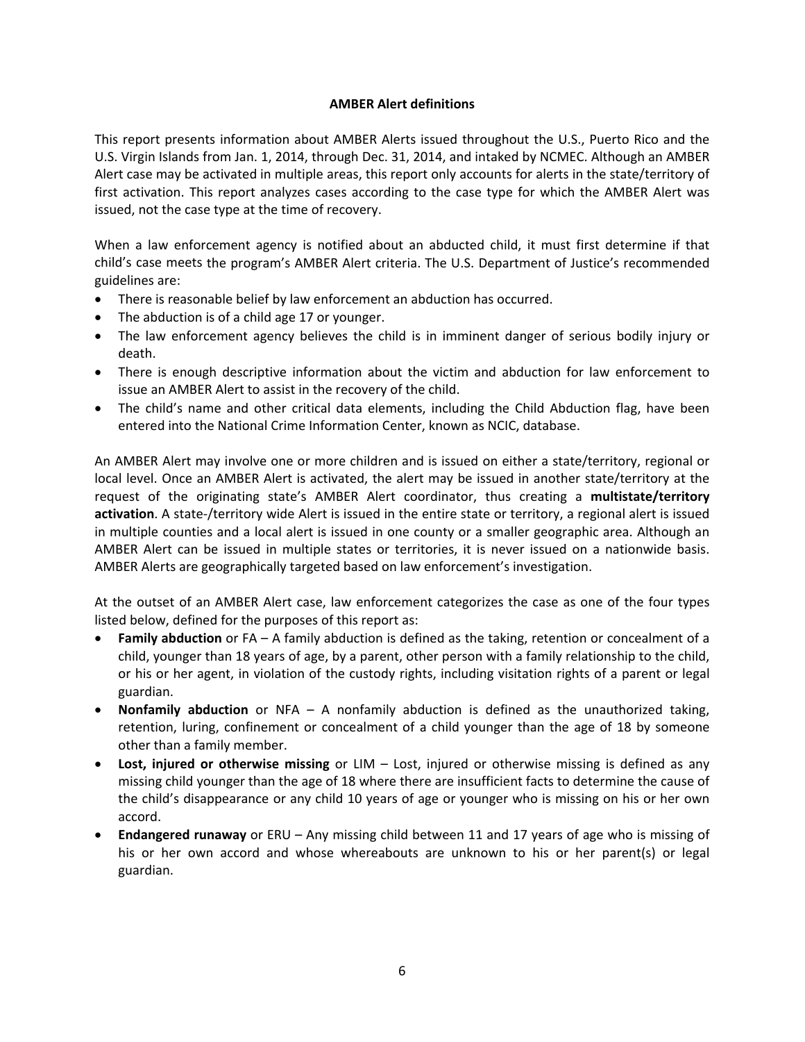## AMBER Alert definitions

This report presents information about AMBER Alerts issued throughout the U.S., Puerto Rico and the U.S. Virgin Islands from Jan. 1, 2014, through Dec. 31, 2014, and intaked by NCMEC. Although an AMBER Alert case may be activated in multiple areas, this report only accounts for alerts in the state/territory of first activation. This report analyzes cases according to the case type for which the AMBER Alert was issued, not the case type at the time of recovery.

When a law enforcement agency is notified about an abducted child, it must first determine if that child's case meets the program's AMBER Alert criteria. The U.S. Department of Justice's recommended guidelines are:

- There is reasonable belief by law enforcement an abduction has occurred.
- The abduction is of a child age 17 or younger.
- The law enforcement agency believes the child is in imminent danger of serious bodily injury or death.
- There is enough descriptive information about the victim and abduction for law enforcement to issue an AMBER Alert to assist in the recovery of the child.
- The child's name and other critical data elements, including the Child Abduction flag, have been entered into the National Crime Information Center, known as NCIC, database.

An AMBER Alert may involve one or more children and is issued on either a state/territory, regional or local level. Once an AMBER Alert is activated, the alert may be issued in another state/territory at the request of the originating state's AMBER Alert coordinator, thus creating a **multistate/territory activation**. A state-/territory wide Alert is issued in the entire state or territory, a regional alert is issued in multiple counties and a local alert is issued in one county or a smaller geographic area. Although an AMBER Alert can be issued in multiple states or territories, it is never issued on a nationwide basis. AMBER Alerts are geographically targeted based on law enforcement's investigation.

At the outset of an AMBER Alert case, law enforcement categorizes the case as one of the four types listed below, defined for the purposes of this report as:

- **Family abduction** or FA – A family abduction is defined as the taking, retention or concealment of a child, younger than 18 years of age, by a parent, other person with a family relationship to the child, or his or her agent, in violation of the custody rights, including visitation rights of a parent or legal guardian.
- **Nonfamily abduction** or NFA – A nonfamily abduction is defined as the unauthorized taking, retention, luring, confinement or concealment of a child younger than the age of 18 by someone other than a family member.
- **Lost, injured or otherwise missing** or LIM – Lost, injured or otherwise missing is defined as any missing child younger than the age of 18 where there are insufficient facts to determine the cause of the child's disappearance or any child 10 years of age or younger who is missing on his or her own accord.
- **Endangered runaway** or ERU – Any missing child between 11 and 17 years of age who is missing of his or her own accord and whose whereabouts are unknown to his or her parent(s) or legal guardian.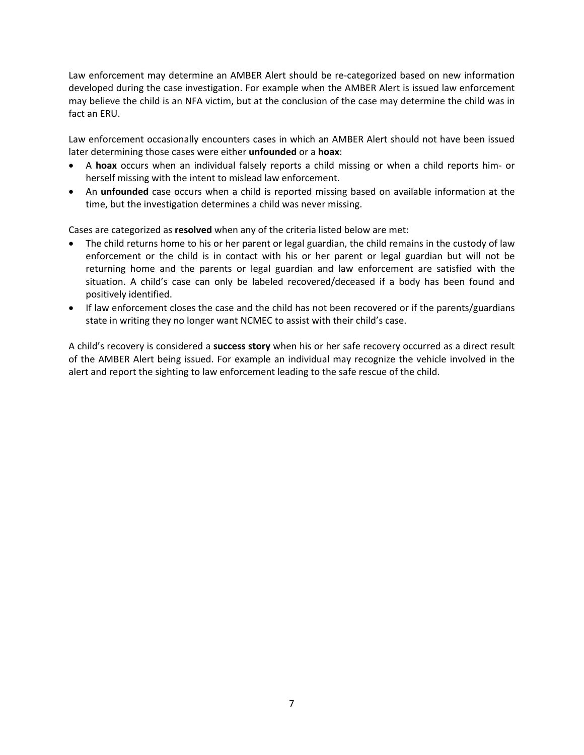Law enforcement may determine an AMBER Alert should be re-categorized based on new information developed during the case investigation. For example when the AMBER Alert is issued law enforcement may believe the child is an NFA victim, but at the conclusion of the case may determine the child was in fact an ERU.

Law enforcement occasionally encounters cases in which an AMBER Alert should not have been issued later determining those cases were either **unfounded** or a **hoax**:

- A **hoax** occurs when an individual falsely reports a child missing or when a child reports him- or herself missing with the intent to mislead law enforcement.
- An **unfounded** case occurs when a child is reported missing based on available information at the time, but the investigation determines a child was never missing.

Cases are categorized as **resolved** when any of the criteria listed below are met:

- The child returns home to his or her parent or legal guardian, the child remains in the custody of law enforcement or the child is in contact with his or her parent or legal guardian but will not be returning home and the parents or legal guardian and law enforcement are satisfied with the situation. A child's case can only be labeled recovered/deceased if a body has been found and positively identified.
- If law enforcement closes the case and the child has not been recovered or if the parents/guardians state in writing they no longer want NCMEC to assist with their child's case.

A child's recovery is considered a **success story** when his or her safe recovery occurred as a direct result of the AMBER Alert being issued. For example an individual may recognize the vehicle involved in the alert and report the sighting to law enforcement leading to the safe rescue of the child.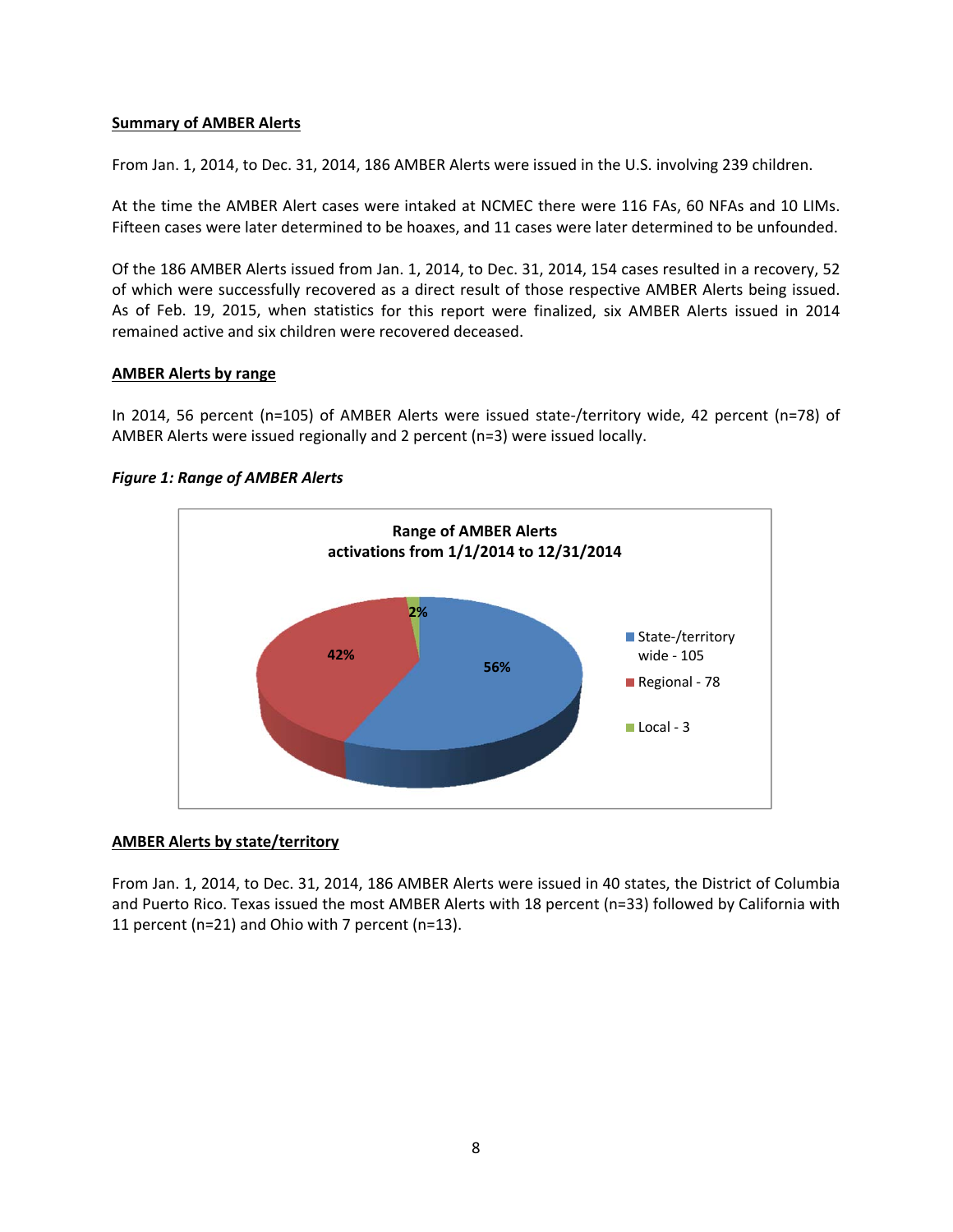## Summary of AMBER Alerts

From Jan. 1, 2014, to Dec. 31, 2014, 186 AMBER Alerts were issued in the U.S. involving 239 children.

At the time the AMBER Alert cases were intaked at NCMEC there were 116 FAs, 60 NFAs and 10 LIMs. Fifteen cases were later determined to be hoaxes, and 11 cases were later determined to be unfounded.

Of the 186 AMBER Alerts issued from Jan. 1, 2014, to Dec. 31, 2014, 154 cases resulted in a recovery, 52 of which were successfully recovered as a direct result of those respective AMBER Alerts being issued. As of Feb. 19, 2015, when statistics for this report were finalized, six AMBER Alerts issued in 2014 remained active and six children were recovered deceased.

## AMBER Alerts by range

In 2014, 56 percent (n=105) of AMBER Alerts were issued state-/territory wide, 42 percent (n=78) of AMBER Alerts were issued regionally and 2 percent (n=3) were issued locally.

***Figure 1: Range of AMBER Alerts***

**Range of AMBER Alerts activations from 1/1/2014 to 12/31/2014**

| Range | Count | Percent |
|---|---|---|
| State-/territory wide | 105 | 56% |
| Regional | 78 | 42% |
| Local | 3 | 2% |

## AMBER Alerts by state/territory

From Jan. 1, 2014, to Dec. 31, 2014, 186 AMBER Alerts were issued in 40 states, the District of Columbia and Puerto Rico. Texas issued the most AMBER Alerts with 18 percent (n=33) followed by California with 11 percent (n=21) and Ohio with 7 percent (n=13).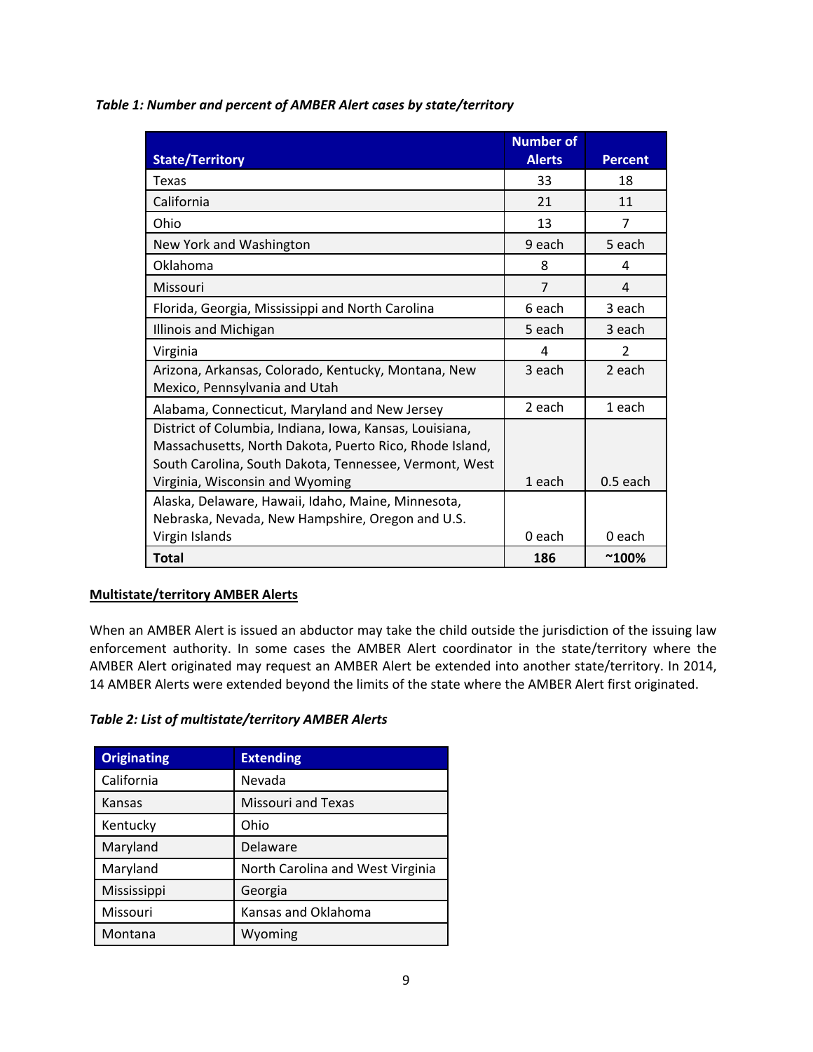*Table 1: Number and percent of AMBER Alert cases by state/territory*

| State/Territory | Number of Alerts | Percent |
|---|---|---|
| Texas | 33 | 18 |
| California | 21 | 11 |
| Ohio | 13 | 7 |
| New York and Washington | 9 each | 5 each |
| Oklahoma | 8 | 4 |
| Missouri | 7 | 4 |
| Florida, Georgia, Mississippi and North Carolina | 6 each | 3 each |
| Illinois and Michigan | 5 each | 3 each |
| Virginia | 4 | 2 |
| Arizona, Arkansas, Colorado, Kentucky, Montana, New Mexico, Pennsylvania and Utah | 3 each | 2 each |
| Alabama, Connecticut, Maryland and New Jersey | 2 each | 1 each |
| District of Columbia, Indiana, Iowa, Kansas, Louisiana, Massachusetts, North Dakota, Puerto Rico, Rhode Island, South Carolina, South Dakota, Tennessee, Vermont, West Virginia, Wisconsin and Wyoming | 1 each | 0.5 each |
| Alaska, Delaware, Hawaii, Idaho, Maine, Minnesota, Nebraska, Nevada, New Hampshire, Oregon and U.S. Virgin Islands | 0 each | 0 each |
| **Total** | **186** | **~100%** |

## Multistate/territory AMBER Alerts

When an AMBER Alert is issued an abductor may take the child outside the jurisdiction of the issuing law enforcement authority. In some cases the AMBER Alert coordinator in the state/territory where the AMBER Alert originated may request an AMBER Alert be extended into another state/territory. In 2014, 14 AMBER Alerts were extended beyond the limits of the state where the AMBER Alert first originated.

*Table 2: List of multistate/territory AMBER Alerts*

| Originating | Extending |
|---|---|
| California | Nevada |
| Kansas | Missouri and Texas |
| Kentucky | Ohio |
| Maryland | Delaware |
| Maryland | North Carolina and West Virginia |
| Mississippi | Georgia |
| Missouri | Kansas and Oklahoma |
| Montana | Wyoming |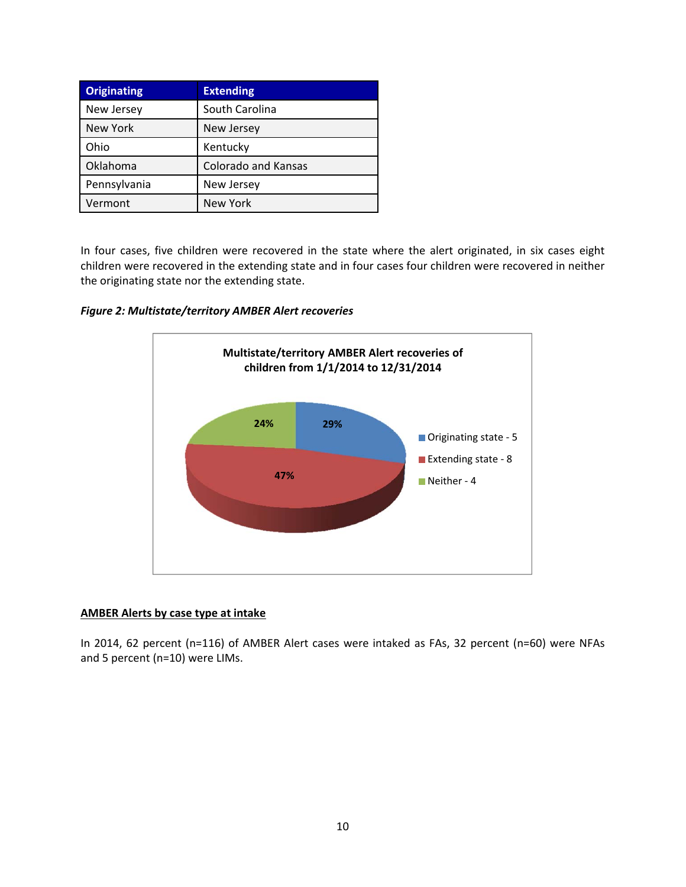| Originating | Extending |
|---|---|
| New Jersey | South Carolina |
| New York | New Jersey |
| Ohio | Kentucky |
| Oklahoma | Colorado and Kansas |
| Pennsylvania | New Jersey |
| Vermont | New York |

In four cases, five children were recovered in the state where the alert originated, in six cases eight children were recovered in the extending state and in four cases four children were recovered in neither the originating state nor the extending state.

*Figure 2: Multistate/territory AMBER Alert recoveries*

**Multistate/territory AMBER Alert recoveries of children from 1/1/2014 to 12/31/2014**

| Category | Count | Percent |
|---|---|---|
| Originating state | 5 | 29% |
| Extending state | 8 | 47% |
| Neither | 4 | 24% |

**AMBER Alerts by case type at intake**

In 2014, 62 percent (n=116) of AMBER Alert cases were intaked as FAs, 32 percent (n=60) were NFAs and 5 percent (n=10) were LIMs.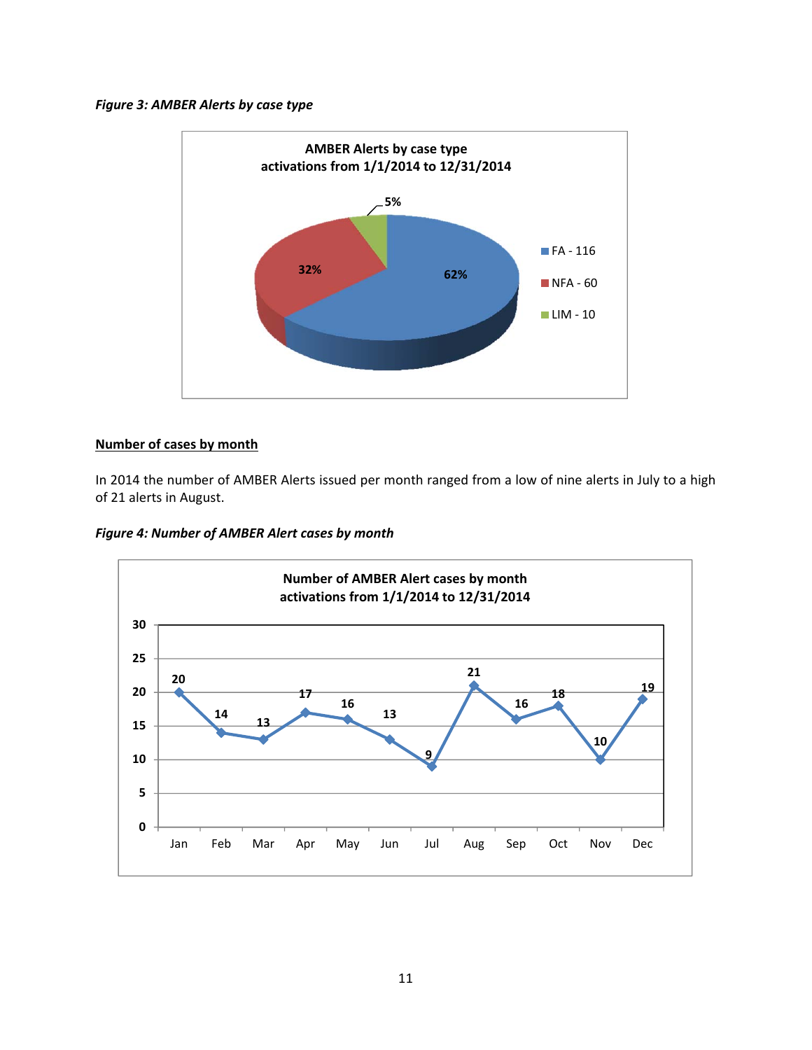*Figure 3: AMBER Alerts by case type*

**AMBER Alerts by case type**
**activations from 1/1/2014 to 12/31/2014**

| Case type | Count | Percent |
|---|---|---|
| FA | 116 | 62% |
| NFA | 60 | 32% |
| LIM | 10 | 5% |

**Number of cases by month**

In 2014 the number of AMBER Alerts issued per month ranged from a low of nine alerts in July to a high of 21 alerts in August.

*Figure 4: Number of AMBER Alert cases by month*

**Number of AMBER Alert cases by month**
**activations from 1/1/2014 to 12/31/2014**

| Jan | Feb | Mar | Apr | May | Jun | Jul | Aug | Sep | Oct | Nov | Dec |
|---|---|---|---|---|---|---|---|---|---|---|---|
| 20 | 14 | 13 | 17 | 16 | 13 | 9 | 21 | 16 | 18 | 10 | 19 |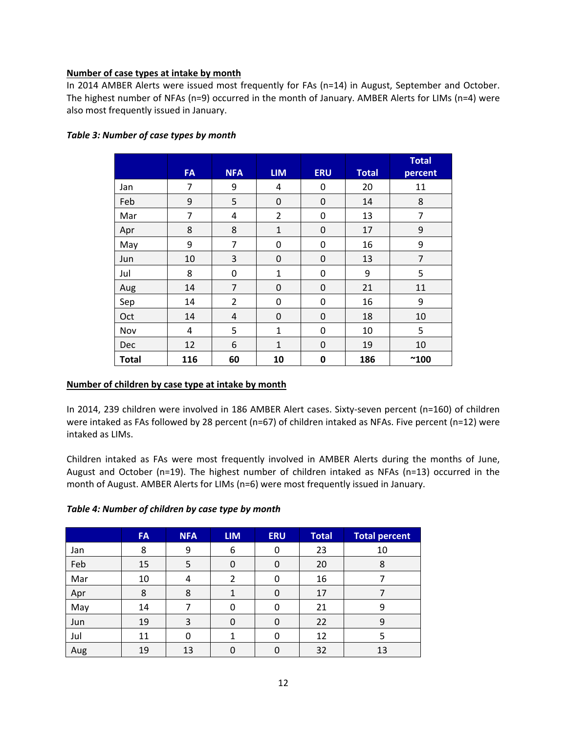**Number of case types at intake by month**

In 2014 AMBER Alerts were issued most frequently for FAs (n=14) in August, September and October. The highest number of NFAs (n=9) occurred in the month of January. AMBER Alerts for LIMs (n=4) were also most frequently issued in January.

***Table 3: Number of case types by month***

| | FA | NFA | LIM | ERU | Total | Total percent |
|---|---|---|---|---|---|---|
| Jan | 7 | 9 | 4 | 0 | 20 | 11 |
| Feb | 9 | 5 | 0 | 0 | 14 | 8 |
| Mar | 7 | 4 | 2 | 0 | 13 | 7 |
| Apr | 8 | 8 | 1 | 0 | 17 | 9 |
| May | 9 | 7 | 0 | 0 | 16 | 9 |
| Jun | 10 | 3 | 0 | 0 | 13 | 7 |
| Jul | 8 | 0 | 1 | 0 | 9 | 5 |
| Aug | 14 | 7 | 0 | 0 | 21 | 11 |
| Sep | 14 | 2 | 0 | 0 | 16 | 9 |
| Oct | 14 | 4 | 0 | 0 | 18 | 10 |
| Nov | 4 | 5 | 1 | 0 | 10 | 5 |
| Dec | 12 | 6 | 1 | 0 | 19 | 10 |
| **Total** | **116** | **60** | **10** | **0** | **186** | **~100** |

**Number of children by case type at intake by month**

In 2014, 239 children were involved in 186 AMBER Alert cases. Sixty-seven percent (n=160) of children were intaked as FAs followed by 28 percent (n=67) of children intaked as NFAs. Five percent (n=12) were intaked as LIMs.

Children intaked as FAs were most frequently involved in AMBER Alerts during the months of June, August and October (n=19). The highest number of children intaked as NFAs (n=13) occurred in the month of August. AMBER Alerts for LIMs (n=6) were most frequently issued in January.

***Table 4: Number of children by case type by month***

| | FA | NFA | LIM | ERU | Total | Total percent |
|---|---|---|---|---|---|---|
| Jan | 8 | 9 | 6 | 0 | 23 | 10 |
| Feb | 15 | 5 | 0 | 0 | 20 | 8 |
| Mar | 10 | 4 | 2 | 0 | 16 | 7 |
| Apr | 8 | 8 | 1 | 0 | 17 | 7 |
| May | 14 | 7 | 0 | 0 | 21 | 9 |
| Jun | 19 | 3 | 0 | 0 | 22 | 9 |
| Jul | 11 | 0 | 1 | 0 | 12 | 5 |
| Aug | 19 | 13 | 0 | 0 | 32 | 13 |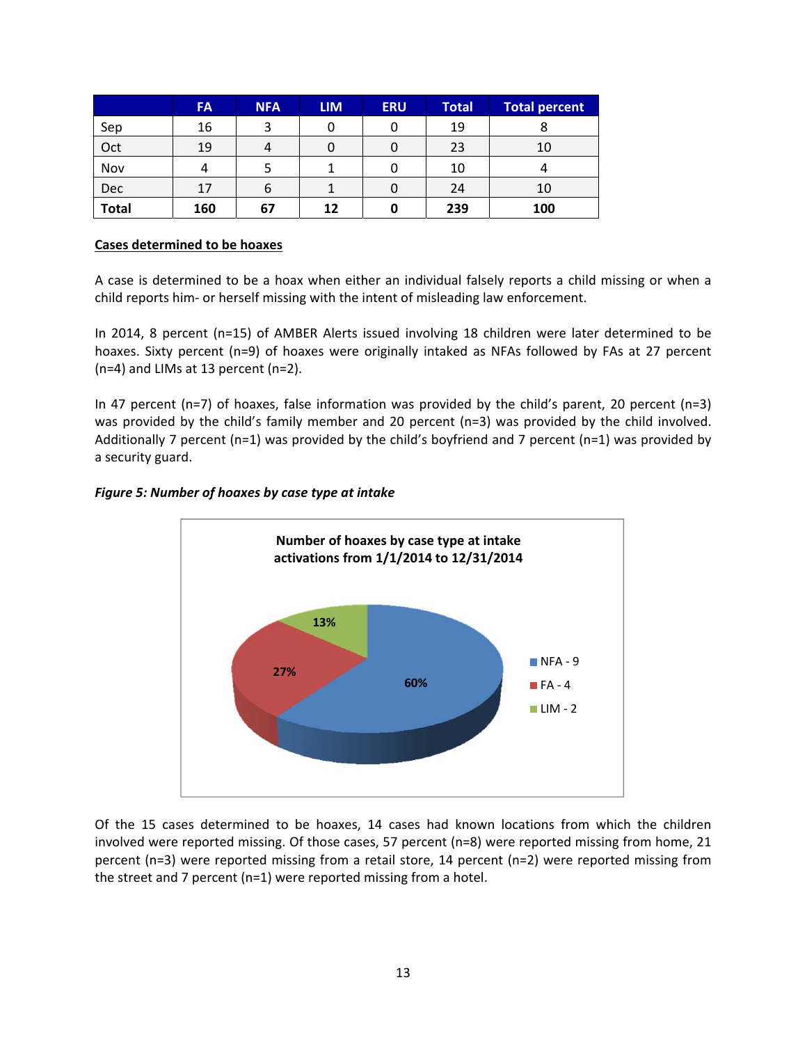| | FA | NFA | LIM | ERU | Total | Total percent |
|---|---|---|---|---|---|---|
| Sep | 16 | 3 | 0 | 0 | 19 | 8 |
| Oct | 19 | 4 | 0 | 0 | 23 | 10 |
| Nov | 4 | 5 | 1 | 0 | 10 | 4 |
| Dec | 17 | 6 | 1 | 0 | 24 | 10 |
| **Total** | **160** | **67** | **12** | **0** | **239** | **100** |

**Cases determined to be hoaxes**

A case is determined to be a hoax when either an individual falsely reports a child missing or when a child reports him- or herself missing with the intent of misleading law enforcement.

In 2014, 8 percent (n=15) of AMBER Alerts issued involving 18 children were later determined to be hoaxes. Sixty percent (n=9) of hoaxes were originally intaked as NFAs followed by FAs at 27 percent (n=4) and LIMs at 13 percent (n=2).

In 47 percent (n=7) of hoaxes, false information was provided by the child's parent, 20 percent (n=3) was provided by the child's family member and 20 percent (n=3) was provided by the child involved. Additionally 7 percent (n=1) was provided by the child's boyfriend and 7 percent (n=1) was provided by a security guard.

***Figure 5: Number of hoaxes by case type at intake***

Number of hoaxes by case type at intake activations from 1/1/2014 to 12/31/2014

- NFA - 9 (60%)
- FA - 4 (27%)
- LIM - 2 (13%)

Of the 15 cases determined to be hoaxes, 14 cases had known locations from which the children involved were reported missing. Of those cases, 57 percent (n=8) were reported missing from home, 21 percent (n=3) were reported missing from a retail store, 14 percent (n=2) were reported missing from the street and 7 percent (n=1) were reported missing from a hotel.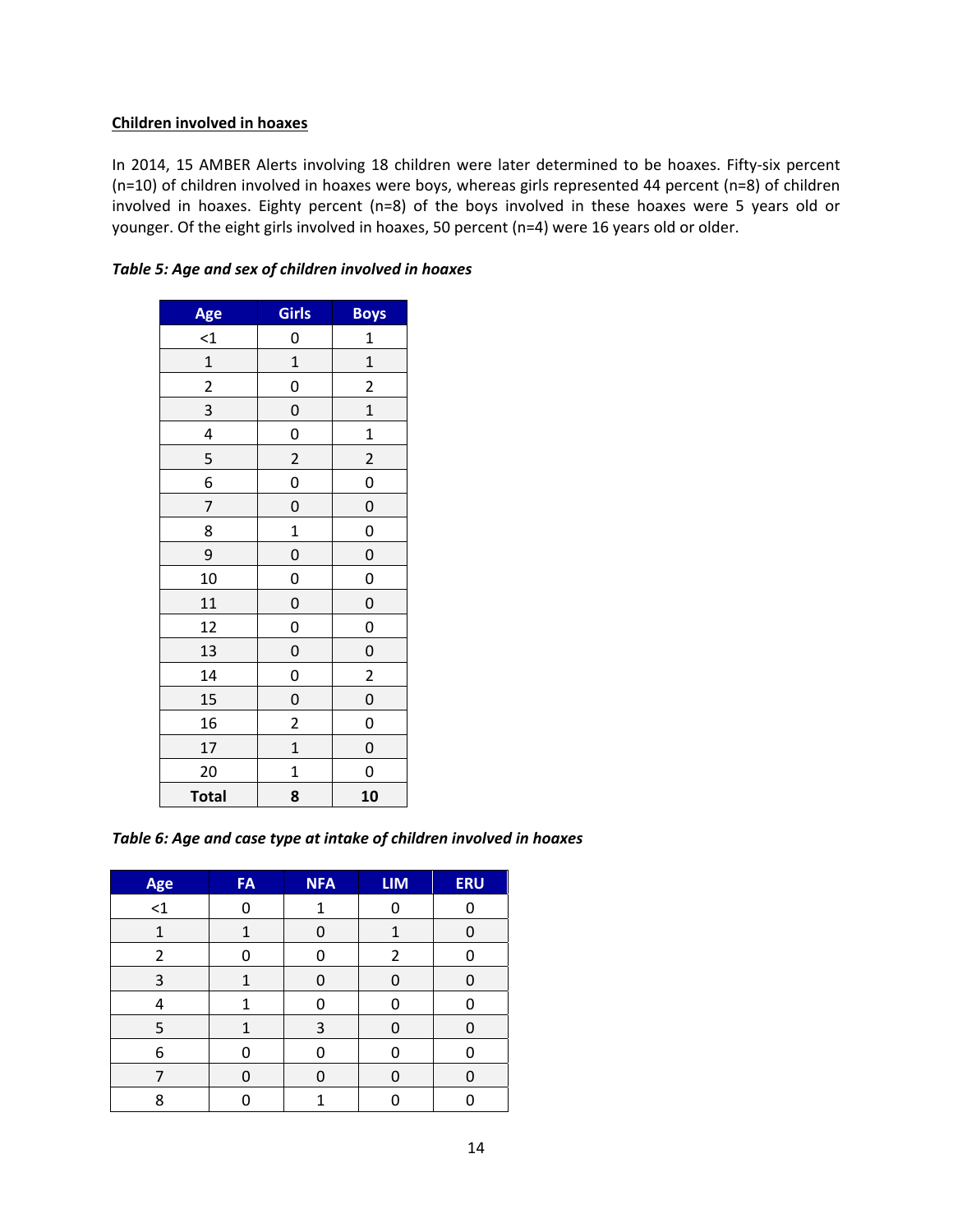**Children involved in hoaxes**

In 2014, 15 AMBER Alerts involving 18 children were later determined to be hoaxes. Fifty-six percent (n=10) of children involved in hoaxes were boys, whereas girls represented 44 percent (n=8) of children involved in hoaxes. Eighty percent (n=8) of the boys involved in these hoaxes were 5 years old or younger. Of the eight girls involved in hoaxes, 50 percent (n=4) were 16 years old or older.

***Table 5: Age and sex of children involved in hoaxes***

| Age | Girls | Boys |
|---|---|---|
| <1 | 0 | 1 |
| 1 | 1 | 1 |
| 2 | 0 | 2 |
| 3 | 0 | 1 |
| 4 | 0 | 1 |
| 5 | 2 | 2 |
| 6 | 0 | 0 |
| 7 | 0 | 0 |
| 8 | 1 | 0 |
| 9 | 0 | 0 |
| 10 | 0 | 0 |
| 11 | 0 | 0 |
| 12 | 0 | 0 |
| 13 | 0 | 0 |
| 14 | 0 | 2 |
| 15 | 0 | 0 |
| 16 | 2 | 0 |
| 17 | 1 | 0 |
| 20 | 1 | 0 |
| **Total** | **8** | **10** |

***Table 6: Age and case type at intake of children involved in hoaxes***

| Age | FA | NFA | LIM | ERU |
|---|---|---|---|---|
| <1 | 0 | 1 | 0 | 0 |
| 1 | 1 | 0 | 1 | 0 |
| 2 | 0 | 0 | 2 | 0 |
| 3 | 1 | 0 | 0 | 0 |
| 4 | 1 | 0 | 0 | 0 |
| 5 | 1 | 3 | 0 | 0 |
| 6 | 0 | 0 | 0 | 0 |
| 7 | 0 | 0 | 0 | 0 |
| 8 | 0 | 1 | 0 | 0 |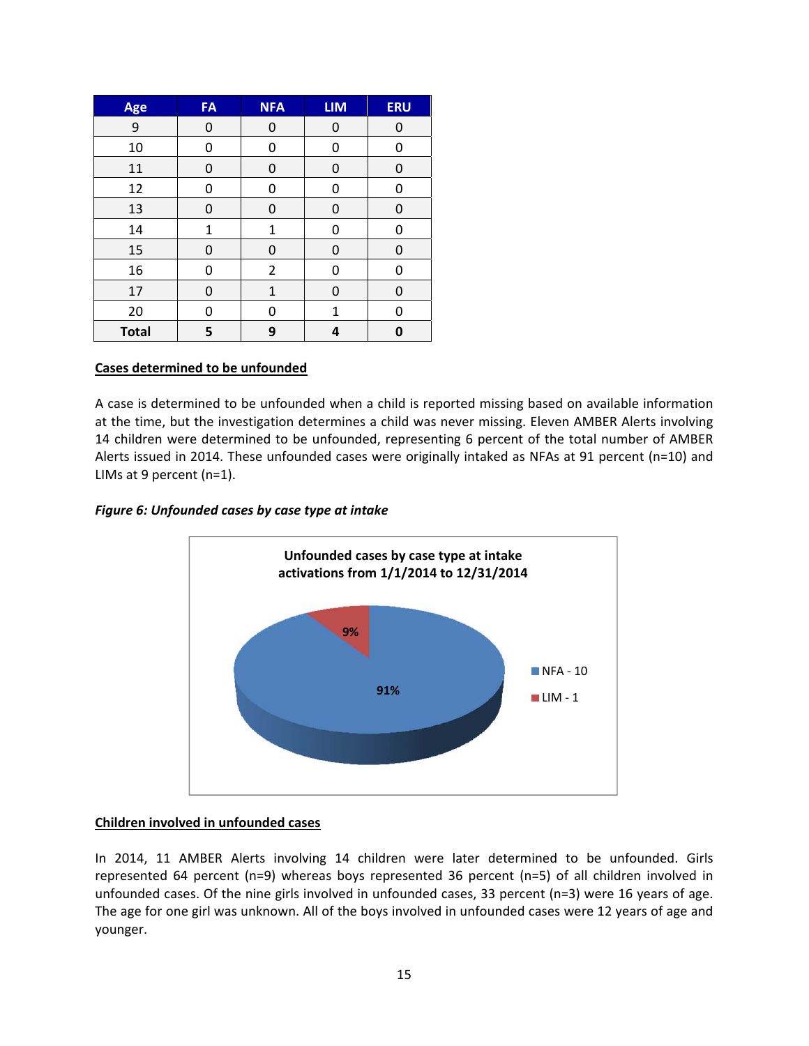| Age | FA | NFA | LIM | ERU |
|---|---|---|---|---|
| 9 | 0 | 0 | 0 | 0 |
| 10 | 0 | 0 | 0 | 0 |
| 11 | 0 | 0 | 0 | 0 |
| 12 | 0 | 0 | 0 | 0 |
| 13 | 0 | 0 | 0 | 0 |
| 14 | 1 | 1 | 0 | 0 |
| 15 | 0 | 0 | 0 | 0 |
| 16 | 0 | 2 | 0 | 0 |
| 17 | 0 | 1 | 0 | 0 |
| 20 | 0 | 0 | 1 | 0 |
| **Total** | **5** | **9** | **4** | **0** |

**Cases determined to be unfounded**

A case is determined to be unfounded when a child is reported missing based on available information at the time, but the investigation determines a child was never missing. Eleven AMBER Alerts involving 14 children were determined to be unfounded, representing 6 percent of the total number of AMBER Alerts issued in 2014. These unfounded cases were originally intaked as NFAs at 91 percent (n=10) and LIMs at 9 percent (n=1).

*Figure 6: Unfounded cases by case type at intake*

**Unfounded cases by case type at intake activations from 1/1/2014 to 12/31/2014**

| Case type | Count | Percent |
|---|---|---|
| NFA | 10 | 91% |
| LIM | 1 | 9% |

**Children involved in unfounded cases**

In 2014, 11 AMBER Alerts involving 14 children were later determined to be unfounded. Girls represented 64 percent (n=9) whereas boys represented 36 percent (n=5) of all children involved in unfounded cases. Of the nine girls involved in unfounded cases, 33 percent (n=3) were 16 years of age. The age for one girl was unknown. All of the boys involved in unfounded cases were 12 years of age and younger.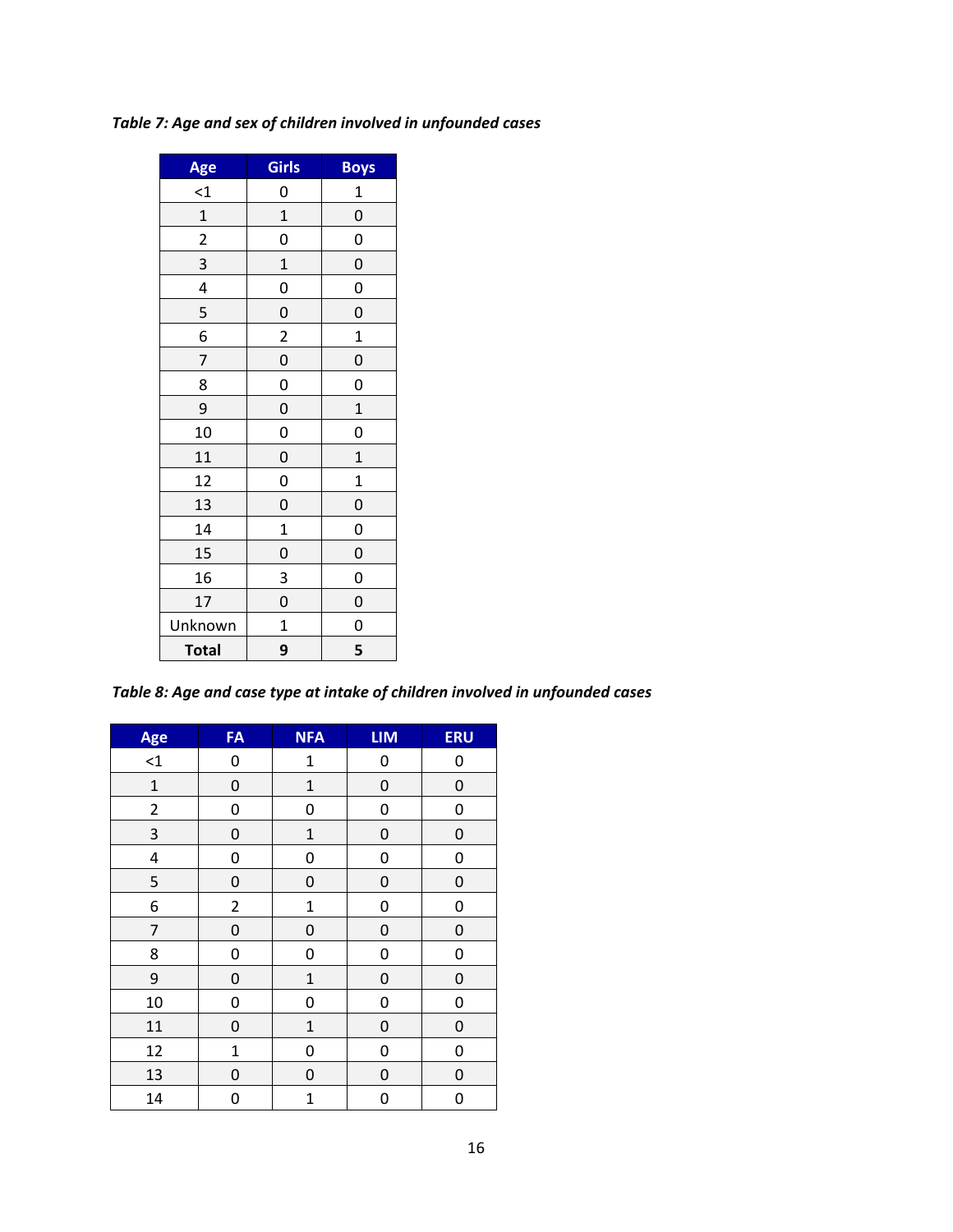*Table 7: Age and sex of children involved in unfounded cases*

| Age | Girls | Boys |
|---|---|---|
| <1 | 0 | 1 |
| 1 | 1 | 0 |
| 2 | 0 | 0 |
| 3 | 1 | 0 |
| 4 | 0 | 0 |
| 5 | 0 | 0 |
| 6 | 2 | 1 |
| 7 | 0 | 0 |
| 8 | 0 | 0 |
| 9 | 0 | 1 |
| 10 | 0 | 0 |
| 11 | 0 | 1 |
| 12 | 0 | 1 |
| 13 | 0 | 0 |
| 14 | 1 | 0 |
| 15 | 0 | 0 |
| 16 | 3 | 0 |
| 17 | 0 | 0 |
| Unknown | 1 | 0 |
| **Total** | **9** | **5** |

*Table 8: Age and case type at intake of children involved in unfounded cases*

| Age | FA | NFA | LIM | ERU |
|---|---|---|---|---|
| <1 | 0 | 1 | 0 | 0 |
| 1 | 0 | 1 | 0 | 0 |
| 2 | 0 | 0 | 0 | 0 |
| 3 | 0 | 1 | 0 | 0 |
| 4 | 0 | 0 | 0 | 0 |
| 5 | 0 | 0 | 0 | 0 |
| 6 | 2 | 1 | 0 | 0 |
| 7 | 0 | 0 | 0 | 0 |
| 8 | 0 | 0 | 0 | 0 |
| 9 | 0 | 1 | 0 | 0 |
| 10 | 0 | 0 | 0 | 0 |
| 11 | 0 | 1 | 0 | 0 |
| 12 | 1 | 0 | 0 | 0 |
| 13 | 0 | 0 | 0 | 0 |
| 14 | 0 | 1 | 0 | 0 |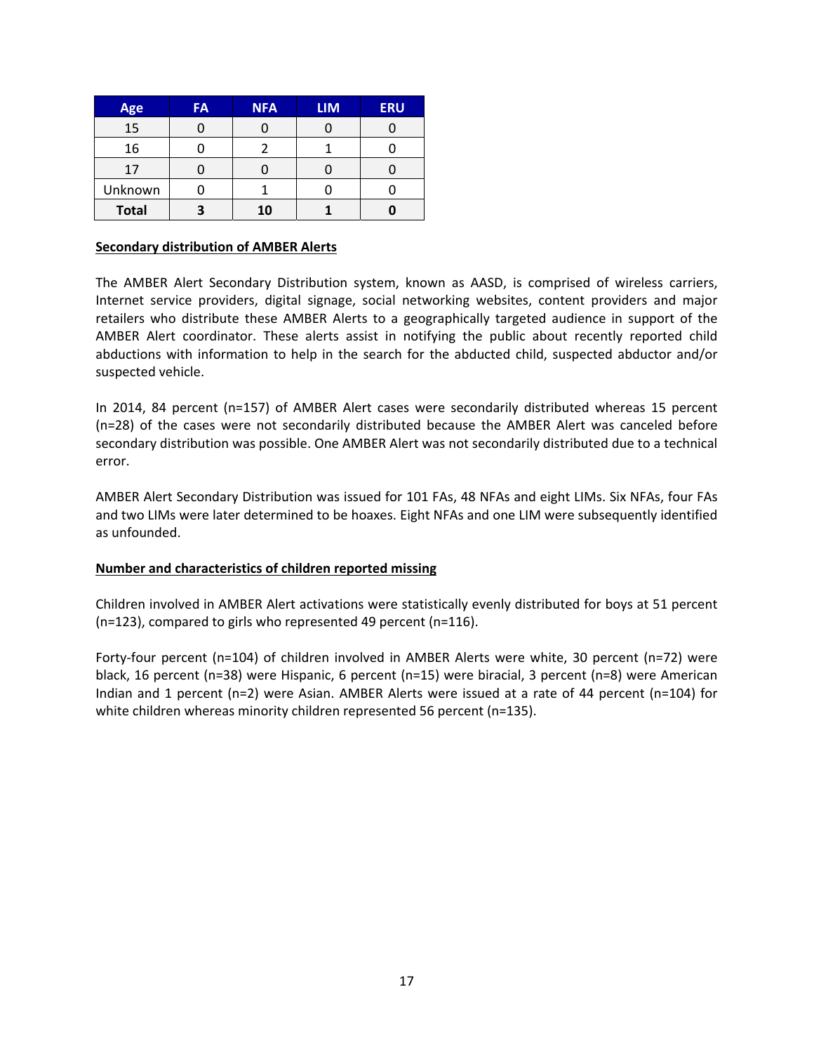| Age | FA | NFA | LIM | ERU |
| --- | --- | --- | --- | --- |
| 15 | 0 | 0 | 0 | 0 |
| 16 | 0 | 2 | 1 | 0 |
| 17 | 0 | 0 | 0 | 0 |
| Unknown | 0 | 1 | 0 | 0 |
| **Total** | **3** | **10** | **1** | **0** |

**Secondary distribution of AMBER Alerts**

The AMBER Alert Secondary Distribution system, known as AASD, is comprised of wireless carriers, Internet service providers, digital signage, social networking websites, content providers and major retailers who distribute these AMBER Alerts to a geographically targeted audience in support of the AMBER Alert coordinator. These alerts assist in notifying the public about recently reported child abductions with information to help in the search for the abducted child, suspected abductor and/or suspected vehicle.

In 2014, 84 percent (n=157) of AMBER Alert cases were secondarily distributed whereas 15 percent (n=28) of the cases were not secondarily distributed because the AMBER Alert was canceled before secondary distribution was possible. One AMBER Alert was not secondarily distributed due to a technical error.

AMBER Alert Secondary Distribution was issued for 101 FAs, 48 NFAs and eight LIMs. Six NFAs, four FAs and two LIMs were later determined to be hoaxes. Eight NFAs and one LIM were subsequently identified as unfounded.

**Number and characteristics of children reported missing**

Children involved in AMBER Alert activations were statistically evenly distributed for boys at 51 percent (n=123), compared to girls who represented 49 percent (n=116).

Forty-four percent (n=104) of children involved in AMBER Alerts were white, 30 percent (n=72) were black, 16 percent (n=38) were Hispanic, 6 percent (n=15) were biracial, 3 percent (n=8) were American Indian and 1 percent (n=2) were Asian. AMBER Alerts were issued at a rate of 44 percent (n=104) for white children whereas minority children represented 56 percent (n=135).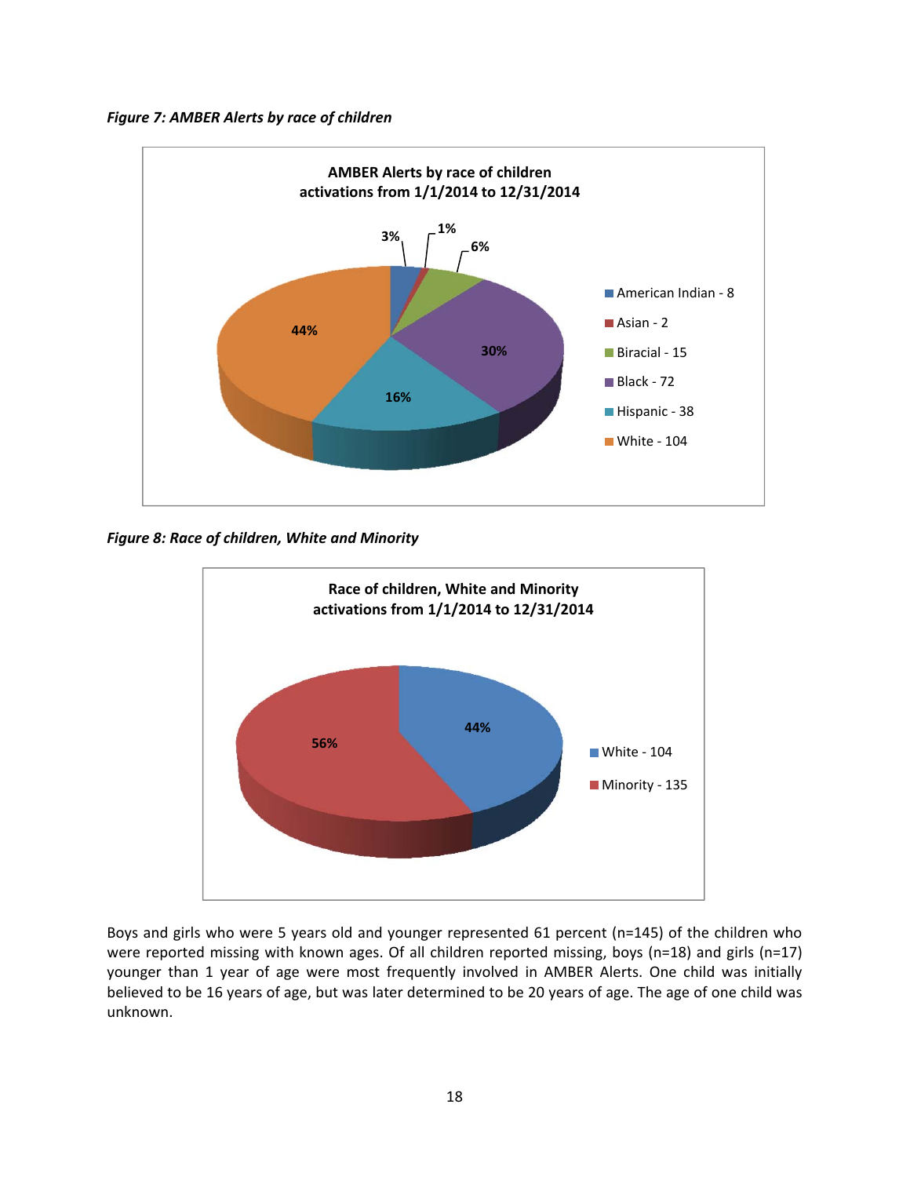*Figure 7: AMBER Alerts by race of children*

AMBER Alerts by race of children
activations from 1/1/2014 to 12/31/2014

| Race | Count | Percent |
|---|---|---|
| American Indian | 8 | 3% |
| Asian | 2 | 1% |
| Biracial | 15 | 6% |
| Black | 72 | 30% |
| Hispanic | 38 | 16% |
| White | 104 | 44% |

*Figure 8: Race of children, White and Minority*

Race of children, White and Minority
activations from 1/1/2014 to 12/31/2014

| Race | Count | Percent |
|---|---|---|
| White | 104 | 44% |
| Minority | 135 | 56% |

Boys and girls who were 5 years old and younger represented 61 percent (n=145) of the children who were reported missing with known ages. Of all children reported missing, boys (n=18) and girls (n=17) younger than 1 year of age were most frequently involved in AMBER Alerts. One child was initially believed to be 16 years of age, but was later determined to be 20 years of age. The age of one child was unknown.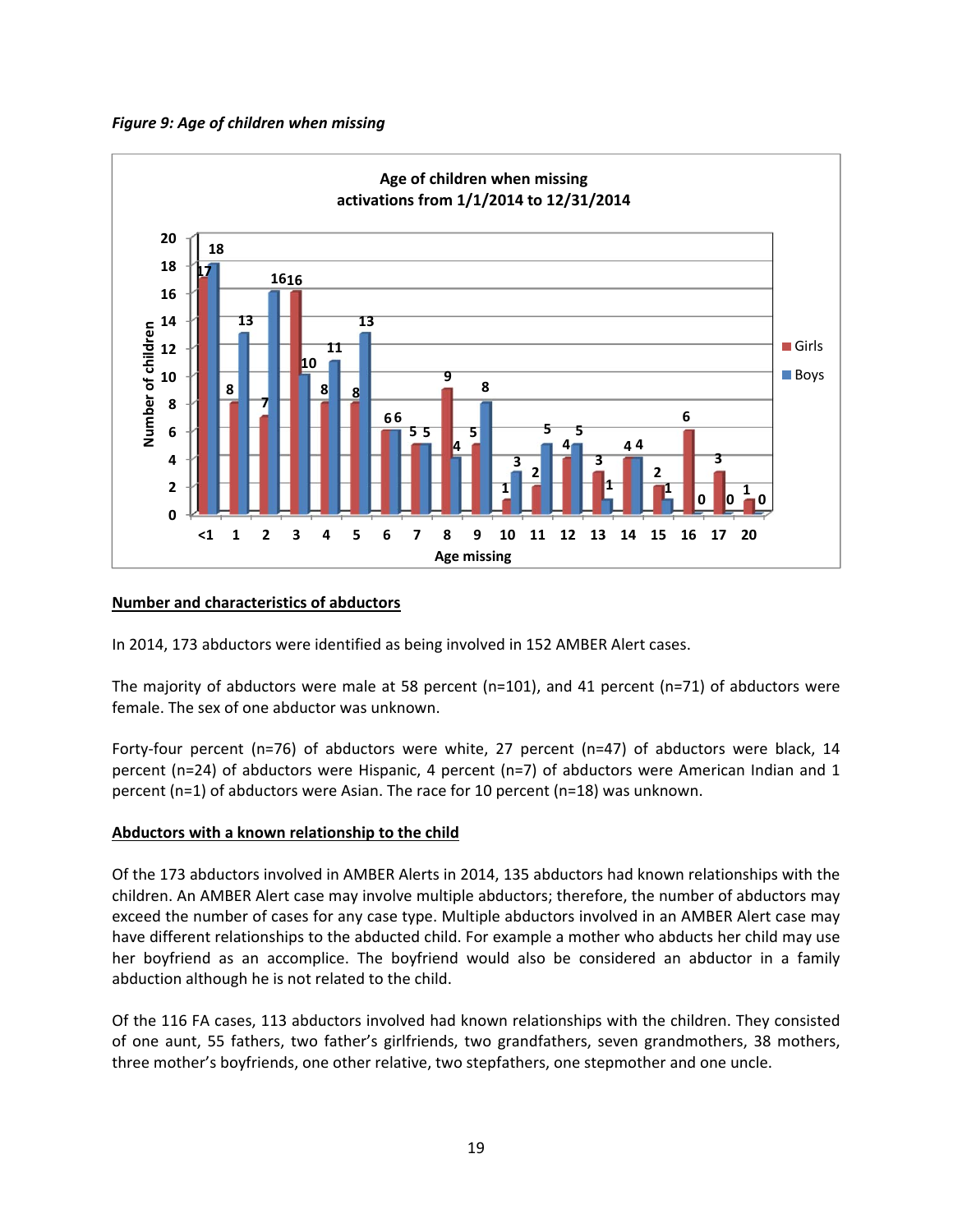*Figure 9: Age of children when missing*

**Age of children when missing activations from 1/1/2014 to 12/31/2014**

| Age missing | Girls | Boys |
|---|---|---|
| <1 | 17 | 18 |
| 1 | 8 | 13 |
| 2 | 7 | 16 |
| 3 | 16 | 10 |
| 4 | 8 | 11 |
| 5 | 8 | 13 |
| 6 | 6 | 6 |
| 7 | 5 | 5 |
| 8 | 9 | 4 |
| 9 | 5 | 8 |
| 10 | 1 | 3 |
| 11 | 2 | 5 |
| 12 | 4 | 5 |
| 13 | 3 | 1 |
| 14 | 4 | 4 |
| 15 | 2 | 1 |
| 16 | 6 | 0 |
| 17 | 3 | 0 |
| 20 | 1 | 0 |

## Number and characteristics of abductors

In 2014, 173 abductors were identified as being involved in 152 AMBER Alert cases.

The majority of abductors were male at 58 percent (n=101), and 41 percent (n=71) of abductors were female. The sex of one abductor was unknown.

Forty-four percent (n=76) of abductors were white, 27 percent (n=47) of abductors were black, 14 percent (n=24) of abductors were Hispanic, 4 percent (n=7) of abductors were American Indian and 1 percent (n=1) of abductors were Asian. The race for 10 percent (n=18) was unknown.

## Abductors with a known relationship to the child

Of the 173 abductors involved in AMBER Alerts in 2014, 135 abductors had known relationships with the children. An AMBER Alert case may involve multiple abductors; therefore, the number of abductors may exceed the number of cases for any case type. Multiple abductors involved in an AMBER Alert case may have different relationships to the abducted child. For example a mother who abducts her child may use her boyfriend as an accomplice. The boyfriend would also be considered an abductor in a family abduction although he is not related to the child.

Of the 116 FA cases, 113 abductors involved had known relationships with the children. They consisted of one aunt, 55 fathers, two father's girlfriends, two grandfathers, seven grandmothers, 38 mothers, three mother's boyfriends, one other relative, two stepfathers, one stepmother and one uncle.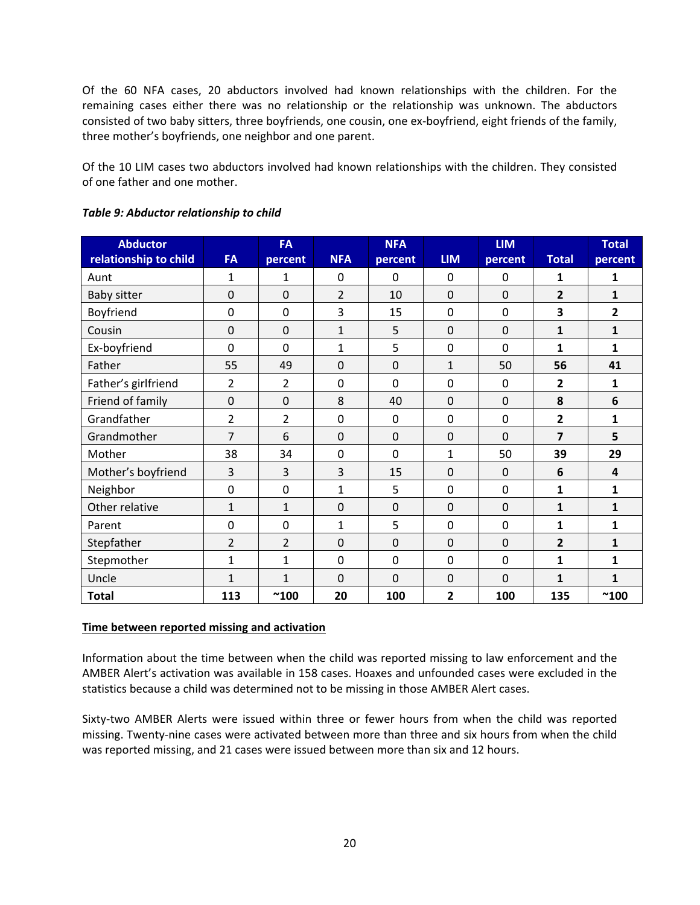Of the 60 NFA cases, 20 abductors involved had known relationships with the children. For the remaining cases either there was no relationship or the relationship was unknown. The abductors consisted of two baby sitters, three boyfriends, one cousin, one ex-boyfriend, eight friends of the family, three mother's boyfriends, one neighbor and one parent.

Of the 10 LIM cases two abductors involved had known relationships with the children. They consisted of one father and one mother.

***Table 9: Abductor relationship to child***

| Abductor relationship to child | FA | FA percent | NFA | NFA percent | LIM | LIM percent | Total | Total percent |
|---|---|---|---|---|---|---|---|---|
| Aunt | 1 | 1 | 0 | 0 | 0 | 0 | **1** | **1** |
| Baby sitter | 0 | 0 | 2 | 10 | 0 | 0 | **2** | **1** |
| Boyfriend | 0 | 0 | 3 | 15 | 0 | 0 | **3** | **2** |
| Cousin | 0 | 0 | 1 | 5 | 0 | 0 | **1** | **1** |
| Ex-boyfriend | 0 | 0 | 1 | 5 | 0 | 0 | **1** | **1** |
| Father | 55 | 49 | 0 | 0 | 1 | 50 | **56** | **41** |
| Father's girlfriend | 2 | 2 | 0 | 0 | 0 | 0 | **2** | **1** |
| Friend of family | 0 | 0 | 8 | 40 | 0 | 0 | **8** | **6** |
| Grandfather | 2 | 2 | 0 | 0 | 0 | 0 | **2** | **1** |
| Grandmother | 7 | 6 | 0 | 0 | 0 | 0 | **7** | **5** |
| Mother | 38 | 34 | 0 | 0 | 1 | 50 | **39** | **29** |
| Mother's boyfriend | 3 | 3 | 3 | 15 | 0 | 0 | **6** | **4** |
| Neighbor | 0 | 0 | 1 | 5 | 0 | 0 | **1** | **1** |
| Other relative | 1 | 1 | 0 | 0 | 0 | 0 | **1** | **1** |
| Parent | 0 | 0 | 1 | 5 | 0 | 0 | **1** | **1** |
| Stepfather | 2 | 2 | 0 | 0 | 0 | 0 | **2** | **1** |
| Stepmother | 1 | 1 | 0 | 0 | 0 | 0 | **1** | **1** |
| Uncle | 1 | 1 | 0 | 0 | 0 | 0 | **1** | **1** |
| **Total** | **113** | **~100** | **20** | **100** | **2** | **100** | **135** | **~100** |

<u>**Time between reported missing and activation**</u>

Information about the time between when the child was reported missing to law enforcement and the AMBER Alert's activation was available in 158 cases. Hoaxes and unfounded cases were excluded in the statistics because a child was determined not to be missing in those AMBER Alert cases.

Sixty-two AMBER Alerts were issued within three or fewer hours from when the child was reported missing. Twenty-nine cases were activated between more than three and six hours from when the child was reported missing, and 21 cases were issued between more than six and 12 hours.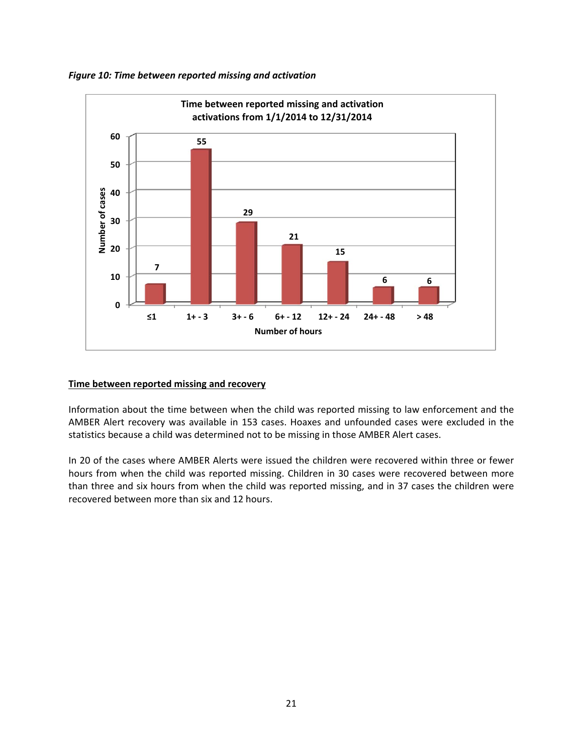*Figure 10: Time between reported missing and activation*

| Number of hours | Number of cases |
|---|---|
| ≤1 | 7 |
| 1+ - 3 | 55 |
| 3+ - 6 | 29 |
| 6+ - 12 | 21 |
| 12+ - 24 | 15 |
| 24+ - 48 | 6 |
| > 48 | 6 |

<u>**Time between reported missing and recovery**</u>

Information about the time between when the child was reported missing to law enforcement and the AMBER Alert recovery was available in 153 cases. Hoaxes and unfounded cases were excluded in the statistics because a child was determined not to be missing in those AMBER Alert cases.

In 20 of the cases where AMBER Alerts were issued the children were recovered within three or fewer hours from when the child was reported missing. Children in 30 cases were recovered between more than three and six hours from when the child was reported missing, and in 37 cases the children were recovered between more than six and 12 hours.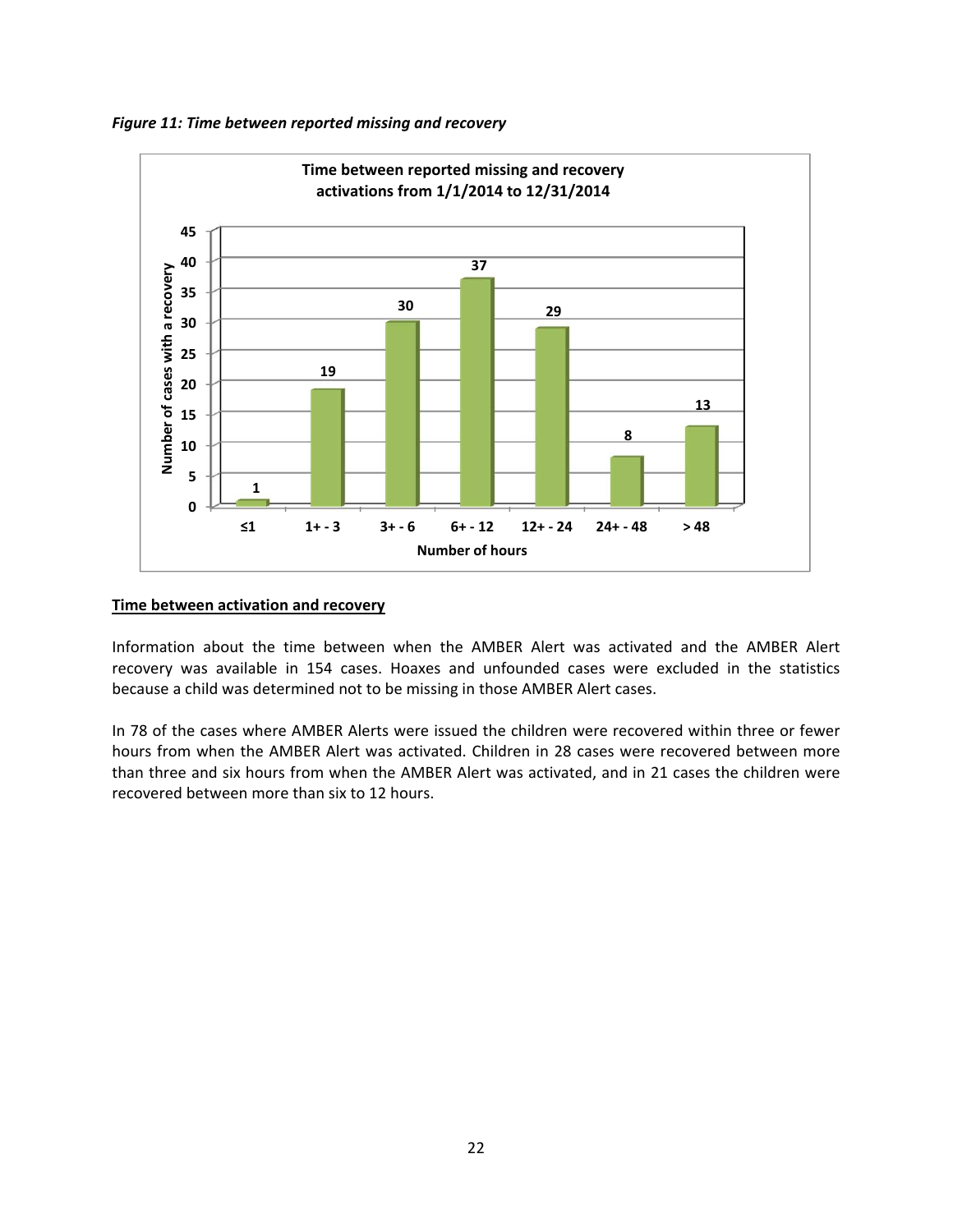*Figure 11: Time between reported missing and recovery*

| Number of hours | Number of cases with a recovery |
|---|---|
| ≤1 | 1 |
| 1+ - 3 | 19 |
| 3+ - 6 | 30 |
| 6+ - 12 | 37 |
| 12+ - 24 | 29 |
| 24+ - 48 | 8 |
| > 48 | 13 |

Time between reported missing and recovery activations from 1/1/2014 to 12/31/2014

<u>**Time between activation and recovery**</u>

Information about the time between when the AMBER Alert was activated and the AMBER Alert recovery was available in 154 cases. Hoaxes and unfounded cases were excluded in the statistics because a child was determined not to be missing in those AMBER Alert cases.

In 78 of the cases where AMBER Alerts were issued the children were recovered within three or fewer hours from when the AMBER Alert was activated. Children in 28 cases were recovered between more than three and six hours from when the AMBER Alert was activated, and in 21 cases the children were recovered between more than six to 12 hours.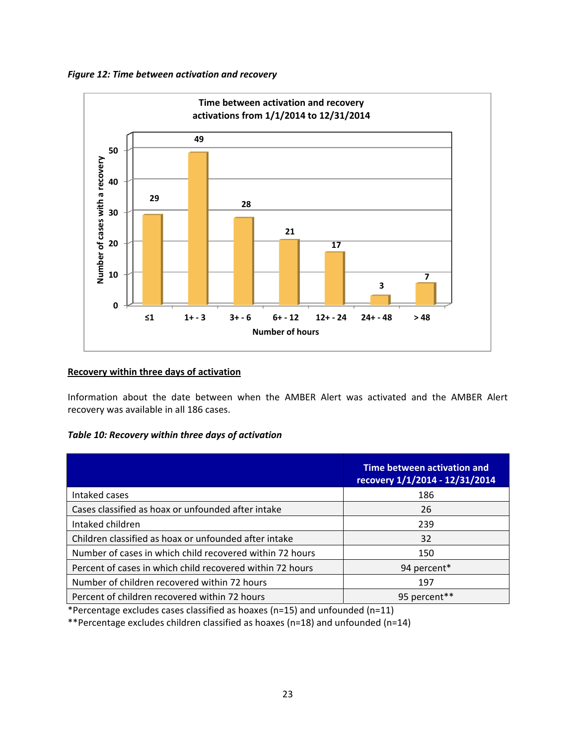*Figure 12: Time between activation and recovery*

**Time between activation and recovery activations from 1/1/2014 to 12/31/2014**

| Number of hours | Number of cases with a recovery |
|---|---|
| ≤1 | 29 |
| 1+ - 3 | 49 |
| 3+ - 6 | 28 |
| 6+ - 12 | 21 |
| 12+ - 24 | 17 |
| 24+ - 48 | 3 |
| > 48 | 7 |

**<u>Recovery within three days of activation</u>**

Information about the date between when the AMBER Alert was activated and the AMBER Alert recovery was available in all 186 cases.

*Table 10: Recovery within three days of activation*

| | Time between activation and recovery 1/1/2014 - 12/31/2014 |
|---|---|
| Intaked cases | 186 |
| Cases classified as hoax or unfounded after intake | 26 |
| Intaked children | 239 |
| Children classified as hoax or unfounded after intake | 32 |
| Number of cases in which child recovered within 72 hours | 150 |
| Percent of cases in which child recovered within 72 hours | 94 percent* |
| Number of children recovered within 72 hours | 197 |
| Percent of children recovered within 72 hours | 95 percent** |

*Percentage excludes cases classified as hoaxes (n=15) and unfounded (n=11)

**Percentage excludes children classified as hoaxes (n=18) and unfounded (n=14)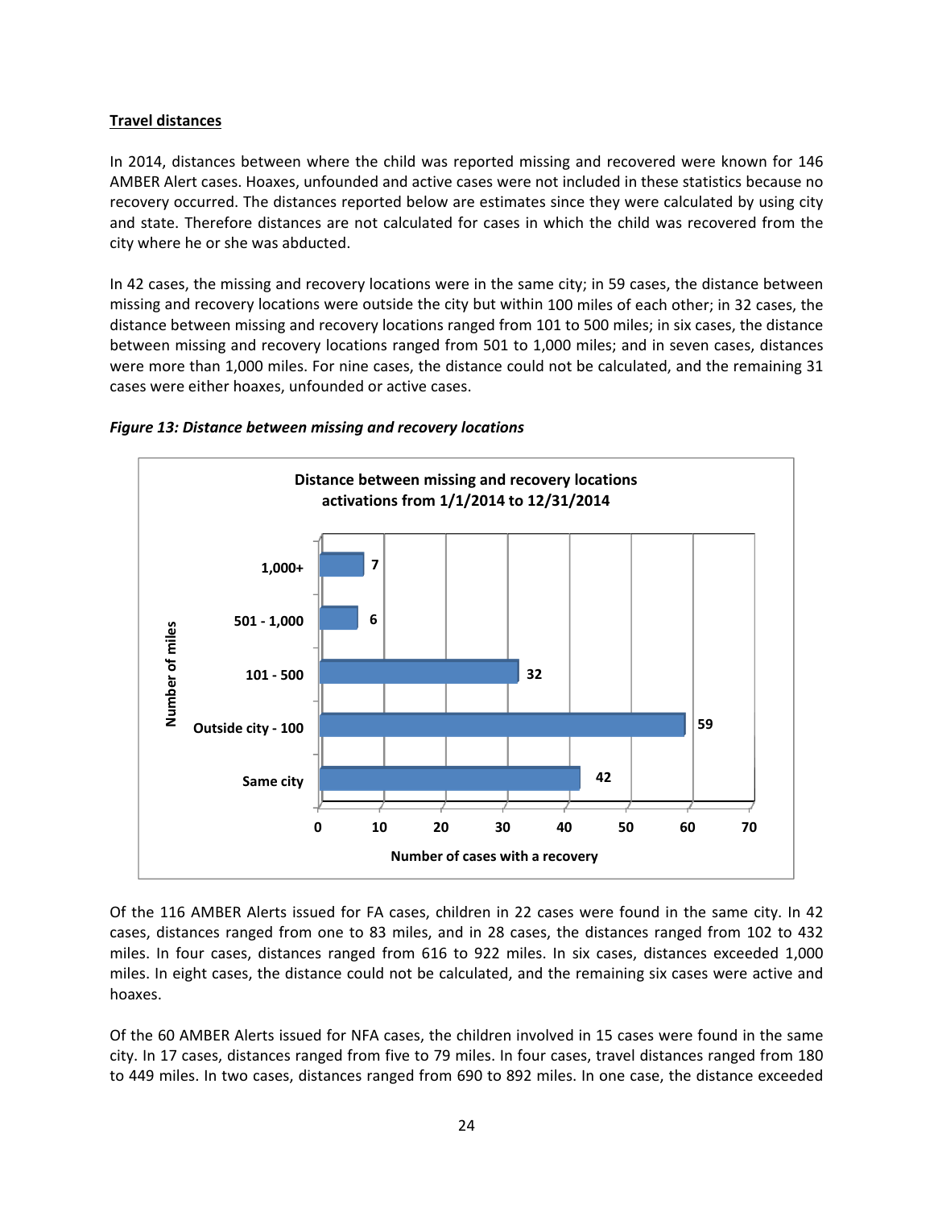**Travel distances**

In 2014, distances between where the child was reported missing and recovered were known for 146 AMBER Alert cases. Hoaxes, unfounded and active cases were not included in these statistics because no recovery occurred. The distances reported below are estimates since they were calculated by using city and state. Therefore distances are not calculated for cases in which the child was recovered from the city where he or she was abducted.

In 42 cases, the missing and recovery locations were in the same city; in 59 cases, the distance between missing and recovery locations were outside the city but within 100 miles of each other; in 32 cases, the distance between missing and recovery locations ranged from 101 to 500 miles; in six cases, the distance between missing and recovery locations ranged from 501 to 1,000 miles; and in seven cases, distances were more than 1,000 miles. For nine cases, the distance could not be calculated, and the remaining 31 cases were either hoaxes, unfounded or active cases.

*Figure 13: Distance between missing and recovery locations*

**Distance between missing and recovery locations activations from 1/1/2014 to 12/31/2014**

| Number of miles | Number of cases with a recovery |
|---|---|
| 1,000+ | 7 |
| 501 - 1,000 | 6 |
| 101 - 500 | 32 |
| Outside city - 100 | 59 |
| Same city | 42 |

Of the 116 AMBER Alerts issued for FA cases, children in 22 cases were found in the same city. In 42 cases, distances ranged from one to 83 miles, and in 28 cases, the distances ranged from 102 to 432 miles. In four cases, distances ranged from 616 to 922 miles. In six cases, distances exceeded 1,000 miles. In eight cases, the distance could not be calculated, and the remaining six cases were active and hoaxes.

Of the 60 AMBER Alerts issued for NFA cases, the children involved in 15 cases were found in the same city. In 17 cases, distances ranged from five to 79 miles. In four cases, travel distances ranged from 180 to 449 miles. In two cases, distances ranged from 690 to 892 miles. In one case, the distance exceeded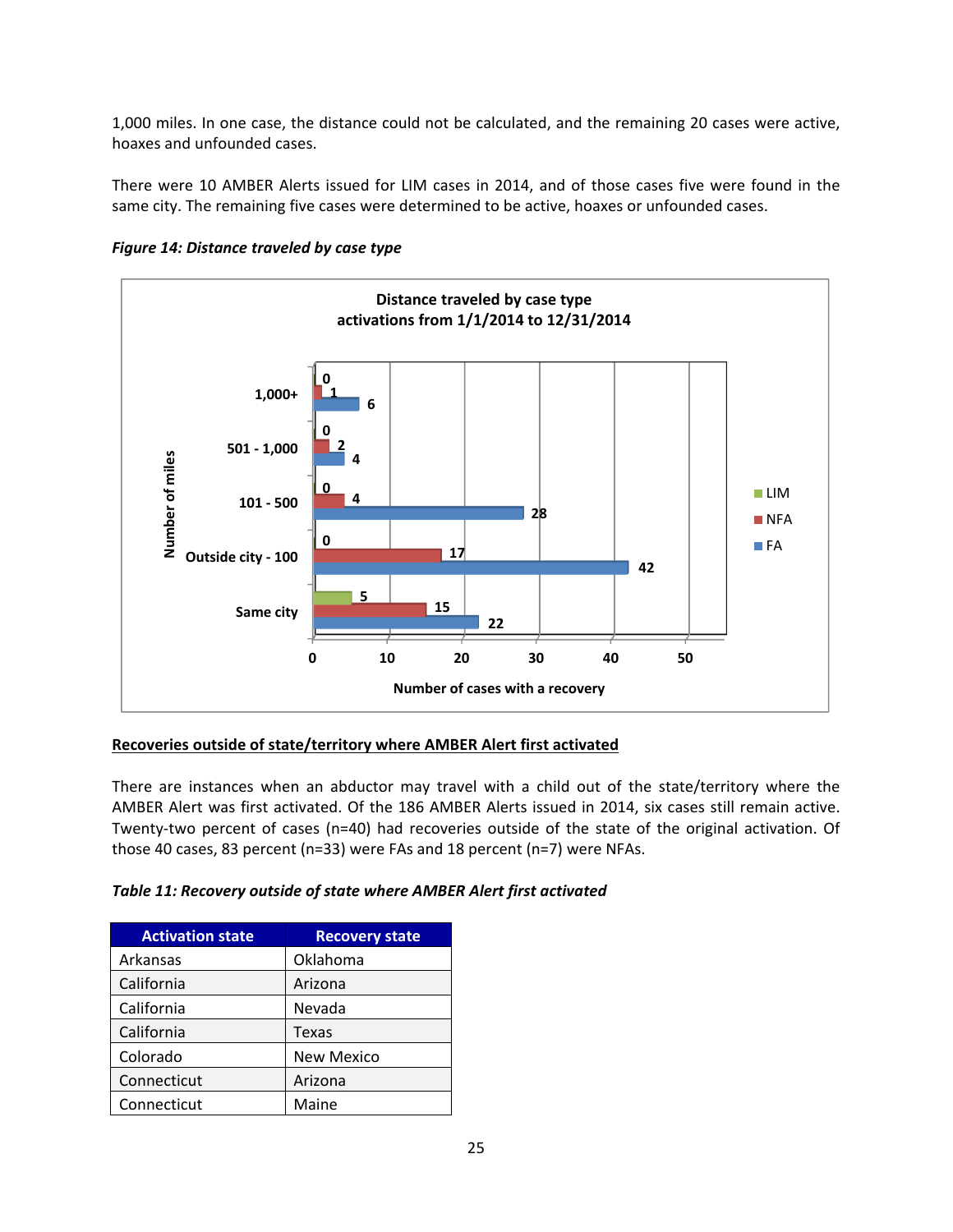1,000 miles. In one case, the distance could not be calculated, and the remaining 20 cases were active, hoaxes and unfounded cases.

There were 10 AMBER Alerts issued for LIM cases in 2014, and of those cases five were found in the same city. The remaining five cases were determined to be active, hoaxes or unfounded cases.

***Figure 14: Distance traveled by case type***

Distance traveled by case type
activations from 1/1/2014 to 12/31/2014

| Number of miles | LIM | NFA | FA |
|---|---|---|---|
| 1,000+ | 0 | 1 | 6 |
| 501 - 1,000 | 0 | 2 | 4 |
| 101 - 500 | 0 | 4 | 28 |
| Outside city - 100 | 0 | 17 | 42 |
| Same city | 5 | 15 | 22 |

Number of cases with a recovery

<u>**Recoveries outside of state/territory where AMBER Alert first activated**</u>

There are instances when an abductor may travel with a child out of the state/territory where the AMBER Alert was first activated. Of the 186 AMBER Alerts issued in 2014, six cases still remain active. Twenty-two percent of cases (n=40) had recoveries outside of the state of the original activation. Of those 40 cases, 83 percent (n=33) were FAs and 18 percent (n=7) were NFAs.

***Table 11: Recovery outside of state where AMBER Alert first activated***

| Activation state | Recovery state |
|---|---|
| Arkansas | Oklahoma |
| California | Arizona |
| California | Nevada |
| California | Texas |
| Colorado | New Mexico |
| Connecticut | Arizona |
| Connecticut | Maine |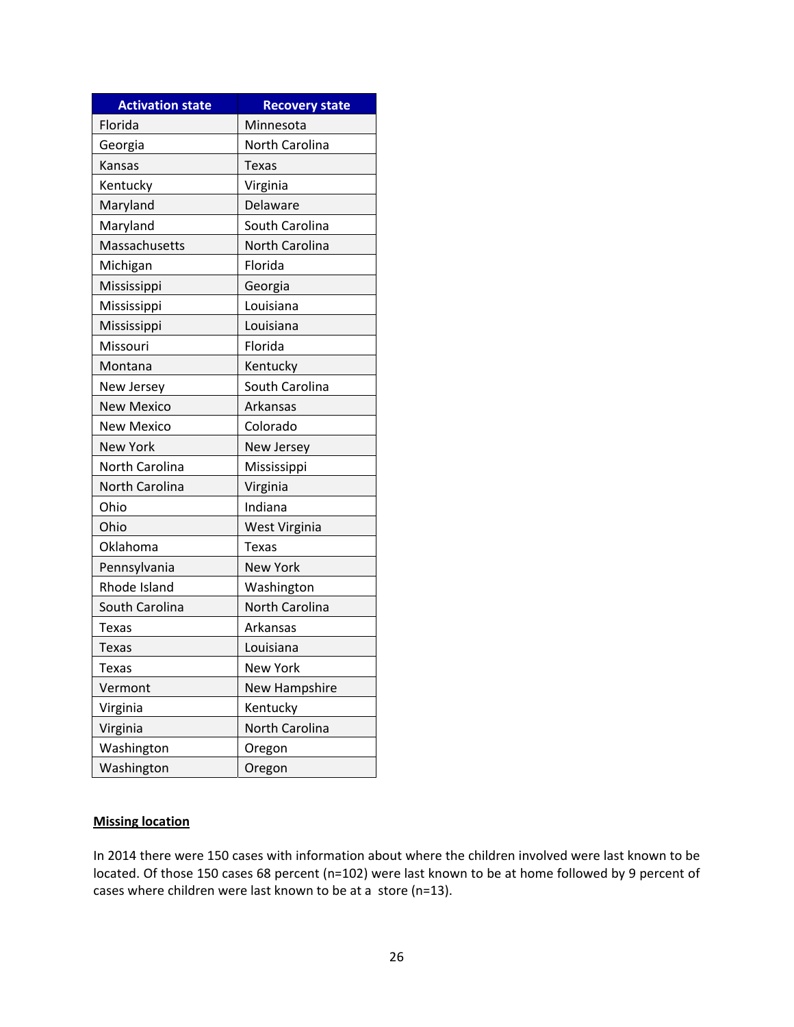| Activation state | Recovery state |
| --- | --- |
| Florida | Minnesota |
| Georgia | North Carolina |
| Kansas | Texas |
| Kentucky | Virginia |
| Maryland | Delaware |
| Maryland | South Carolina |
| Massachusetts | North Carolina |
| Michigan | Florida |
| Mississippi | Georgia |
| Mississippi | Louisiana |
| Mississippi | Louisiana |
| Missouri | Florida |
| Montana | Kentucky |
| New Jersey | South Carolina |
| New Mexico | Arkansas |
| New Mexico | Colorado |
| New York | New Jersey |
| North Carolina | Mississippi |
| North Carolina | Virginia |
| Ohio | Indiana |
| Ohio | West Virginia |
| Oklahoma | Texas |
| Pennsylvania | New York |
| Rhode Island | Washington |
| South Carolina | North Carolina |
| Texas | Arkansas |
| Texas | Louisiana |
| Texas | New York |
| Vermont | New Hampshire |
| Virginia | Kentucky |
| Virginia | North Carolina |
| Washington | Oregon |
| Washington | Oregon |

**Missing location**

In 2014 there were 150 cases with information about where the children involved were last known to be located. Of those 150 cases 68 percent (n=102) were last known to be at home followed by 9 percent of cases where children were last known to be at a store (n=13).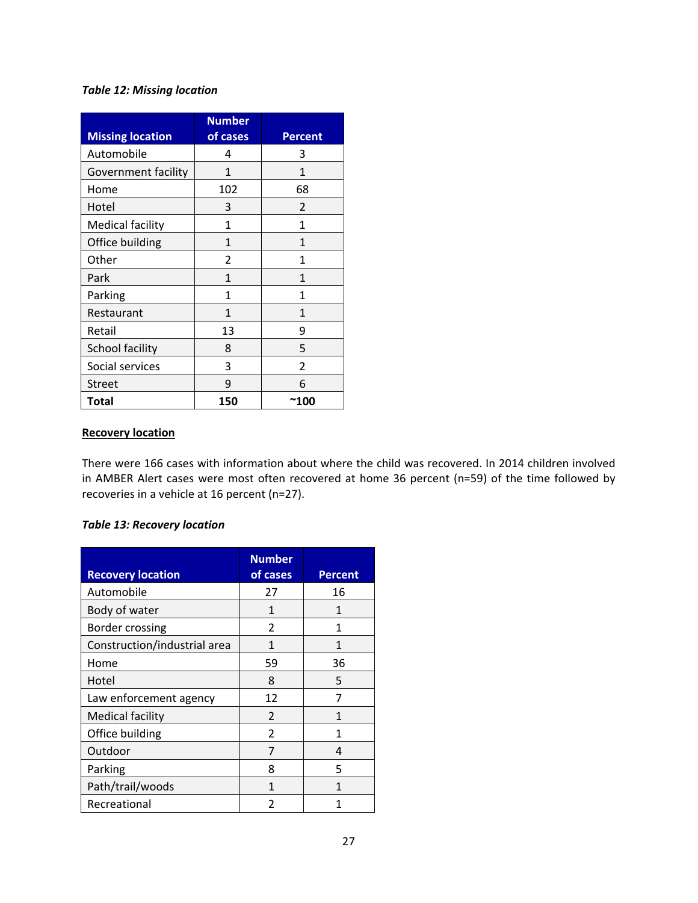*Table 12: Missing location*

| Missing location | Number of cases | Percent |
|---|---|---|
| Automobile | 4 | 3 |
| Government facility | 1 | 1 |
| Home | 102 | 68 |
| Hotel | 3 | 2 |
| Medical facility | 1 | 1 |
| Office building | 1 | 1 |
| Other | 2 | 1 |
| Park | 1 | 1 |
| Parking | 1 | 1 |
| Restaurant | 1 | 1 |
| Retail | 13 | 9 |
| School facility | 8 | 5 |
| Social services | 3 | 2 |
| Street | 9 | 6 |
| **Total** | **150** | **~100** |

## Recovery location

There were 166 cases with information about where the child was recovered. In 2014 children involved in AMBER Alert cases were most often recovered at home 36 percent (n=59) of the time followed by recoveries in a vehicle at 16 percent (n=27).

*Table 13: Recovery location*

| Recovery location | Number of cases | Percent |
|---|---|---|
| Automobile | 27 | 16 |
| Body of water | 1 | 1 |
| Border crossing | 2 | 1 |
| Construction/industrial area | 1 | 1 |
| Home | 59 | 36 |
| Hotel | 8 | 5 |
| Law enforcement agency | 12 | 7 |
| Medical facility | 2 | 1 |
| Office building | 2 | 1 |
| Outdoor | 7 | 4 |
| Parking | 8 | 5 |
| Path/trail/woods | 1 | 1 |
| Recreational | 2 | 1 |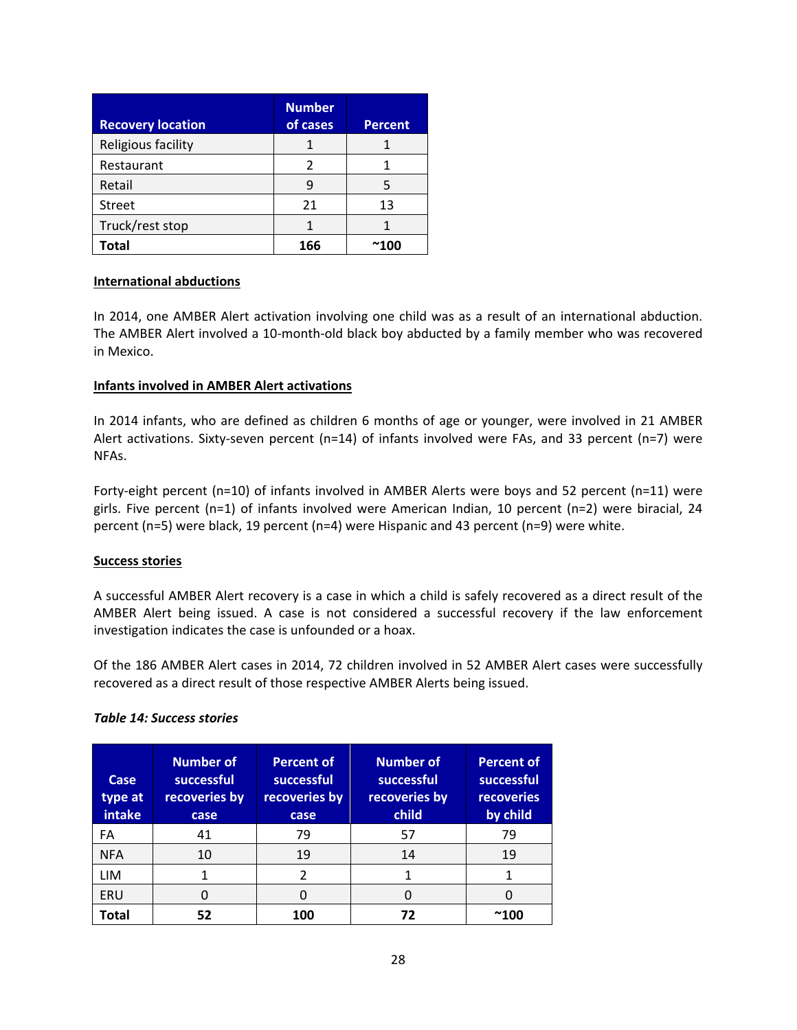| Recovery location | Number of cases | Percent |
|---|---|---|
| Religious facility | 1 | 1 |
| Restaurant | 2 | 1 |
| Retail | 9 | 5 |
| Street | 21 | 13 |
| Truck/rest stop | 1 | 1 |
| **Total** | **166** | **~100** |

**International abductions**

In 2014, one AMBER Alert activation involving one child was as a result of an international abduction. The AMBER Alert involved a 10-month-old black boy abducted by a family member who was recovered in Mexico.

**Infants involved in AMBER Alert activations**

In 2014 infants, who are defined as children 6 months of age or younger, were involved in 21 AMBER Alert activations. Sixty-seven percent (n=14) of infants involved were FAs, and 33 percent (n=7) were NFAs.

Forty-eight percent (n=10) of infants involved in AMBER Alerts were boys and 52 percent (n=11) were girls. Five percent (n=1) of infants involved were American Indian, 10 percent (n=2) were biracial, 24 percent (n=5) were black, 19 percent (n=4) were Hispanic and 43 percent (n=9) were white.

**Success stories**

A successful AMBER Alert recovery is a case in which a child is safely recovered as a direct result of the AMBER Alert being issued. A case is not considered a successful recovery if the law enforcement investigation indicates the case is unfounded or a hoax.

Of the 186 AMBER Alert cases in 2014, 72 children involved in 52 AMBER Alert cases were successfully recovered as a direct result of those respective AMBER Alerts being issued.

***Table 14: Success stories***

| Case type at intake | Number of successful recoveries by case | Percent of successful recoveries by case | Number of successful recoveries by child | Percent of successful recoveries by child |
|---|---|---|---|---|
| FA | 41 | 79 | 57 | 79 |
| NFA | 10 | 19 | 14 | 19 |
| LIM | 1 | 2 | 1 | 1 |
| ERU | 0 | 0 | 0 | 0 |
| **Total** | **52** | **100** | **72** | **~100** |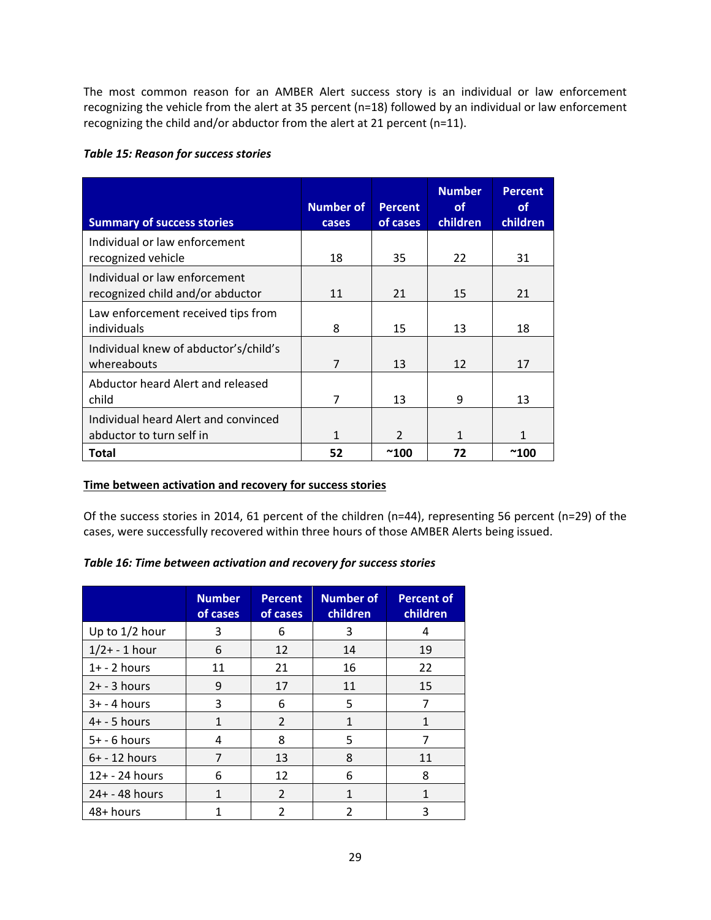The most common reason for an AMBER Alert success story is an individual or law enforcement recognizing the vehicle from the alert at 35 percent (n=18) followed by an individual or law enforcement recognizing the child and/or abductor from the alert at 21 percent (n=11).

***Table 15: Reason for success stories***

| Summary of success stories | Number of cases | Percent of cases | Number of children | Percent of children |
|---|---|---|---|---|
| Individual or law enforcement recognized vehicle | 18 | 35 | 22 | 31 |
| Individual or law enforcement recognized child and/or abductor | 11 | 21 | 15 | 21 |
| Law enforcement received tips from individuals | 8 | 15 | 13 | 18 |
| Individual knew of abductor's/child's whereabouts | 7 | 13 | 12 | 17 |
| Abductor heard Alert and released child | 7 | 13 | 9 | 13 |
| Individual heard Alert and convinced abductor to turn self in | 1 | 2 | 1 | 1 |
| **Total** | **52** | **~100** | **72** | **~100** |

**Time between activation and recovery for success stories**

Of the success stories in 2014, 61 percent of the children (n=44), representing 56 percent (n=29) of the cases, were successfully recovered within three hours of those AMBER Alerts being issued.

***Table 16: Time between activation and recovery for success stories***

| | Number of cases | Percent of cases | Number of children | Percent of children |
|---|---|---|---|---|
| Up to 1/2 hour | 3 | 6 | 3 | 4 |
| 1/2+ - 1 hour | 6 | 12 | 14 | 19 |
| 1+ - 2 hours | 11 | 21 | 16 | 22 |
| 2+ - 3 hours | 9 | 17 | 11 | 15 |
| 3+ - 4 hours | 3 | 6 | 5 | 7 |
| 4+ - 5 hours | 1 | 2 | 1 | 1 |
| 5+ - 6 hours | 4 | 8 | 5 | 7 |
| 6+ - 12 hours | 7 | 13 | 8 | 11 |
| 12+ - 24 hours | 6 | 12 | 6 | 8 |
| 24+ - 48 hours | 1 | 2 | 1 | 1 |
| 48+ hours | 1 | 2 | 2 | 3 |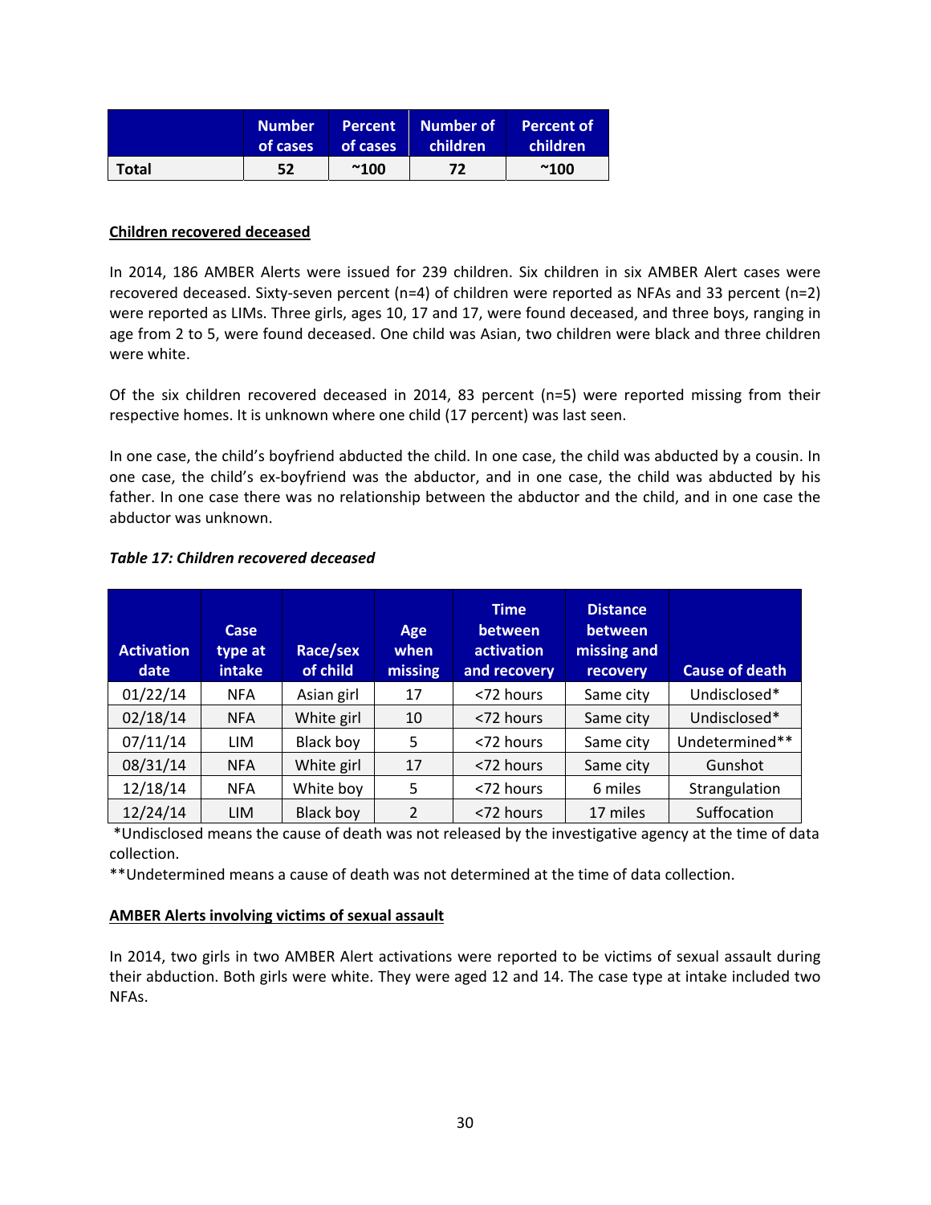| | Number of cases | Percent of cases | Number of children | Percent of children |
|---|---|---|---|---|
| **Total** | **52** | **~100** | **72** | **~100** |

**Children recovered deceased**

In 2014, 186 AMBER Alerts were issued for 239 children. Six children in six AMBER Alert cases were recovered deceased. Sixty-seven percent (n=4) of children were reported as NFAs and 33 percent (n=2) were reported as LIMs. Three girls, ages 10, 17 and 17, were found deceased, and three boys, ranging in age from 2 to 5, were found deceased. One child was Asian, two children were black and three children were white.

Of the six children recovered deceased in 2014, 83 percent (n=5) were reported missing from their respective homes. It is unknown where one child (17 percent) was last seen.

In one case, the child's boyfriend abducted the child. In one case, the child was abducted by a cousin. In one case, the child's ex-boyfriend was the abductor, and in one case, the child was abducted by his father. In one case there was no relationship between the abductor and the child, and in one case the abductor was unknown.

***Table 17: Children recovered deceased***

| Activation date | Case type at intake | Race/sex of child | Age when missing | Time between activation and recovery | Distance between missing and recovery | Cause of death |
|---|---|---|---|---|---|---|
| 01/22/14 | NFA | Asian girl | 17 | <72 hours | Same city | Undisclosed* |
| 02/18/14 | NFA | White girl | 10 | <72 hours | Same city | Undisclosed* |
| 07/11/14 | LIM | Black boy | 5 | <72 hours | Same city | Undetermined** |
| 08/31/14 | NFA | White girl | 17 | <72 hours | Same city | Gunshot |
| 12/18/14 | NFA | White boy | 5 | <72 hours | 6 miles | Strangulation |
| 12/24/14 | LIM | Black boy | 2 | <72 hours | 17 miles | Suffocation |

*Undisclosed means the cause of death was not released by the investigative agency at the time of data collection.

**Undetermined means a cause of death was not determined at the time of data collection.

**AMBER Alerts involving victims of sexual assault**

In 2014, two girls in two AMBER Alert activations were reported to be victims of sexual assault during their abduction. Both girls were white. They were aged 12 and 14. The case type at intake included two NFAs.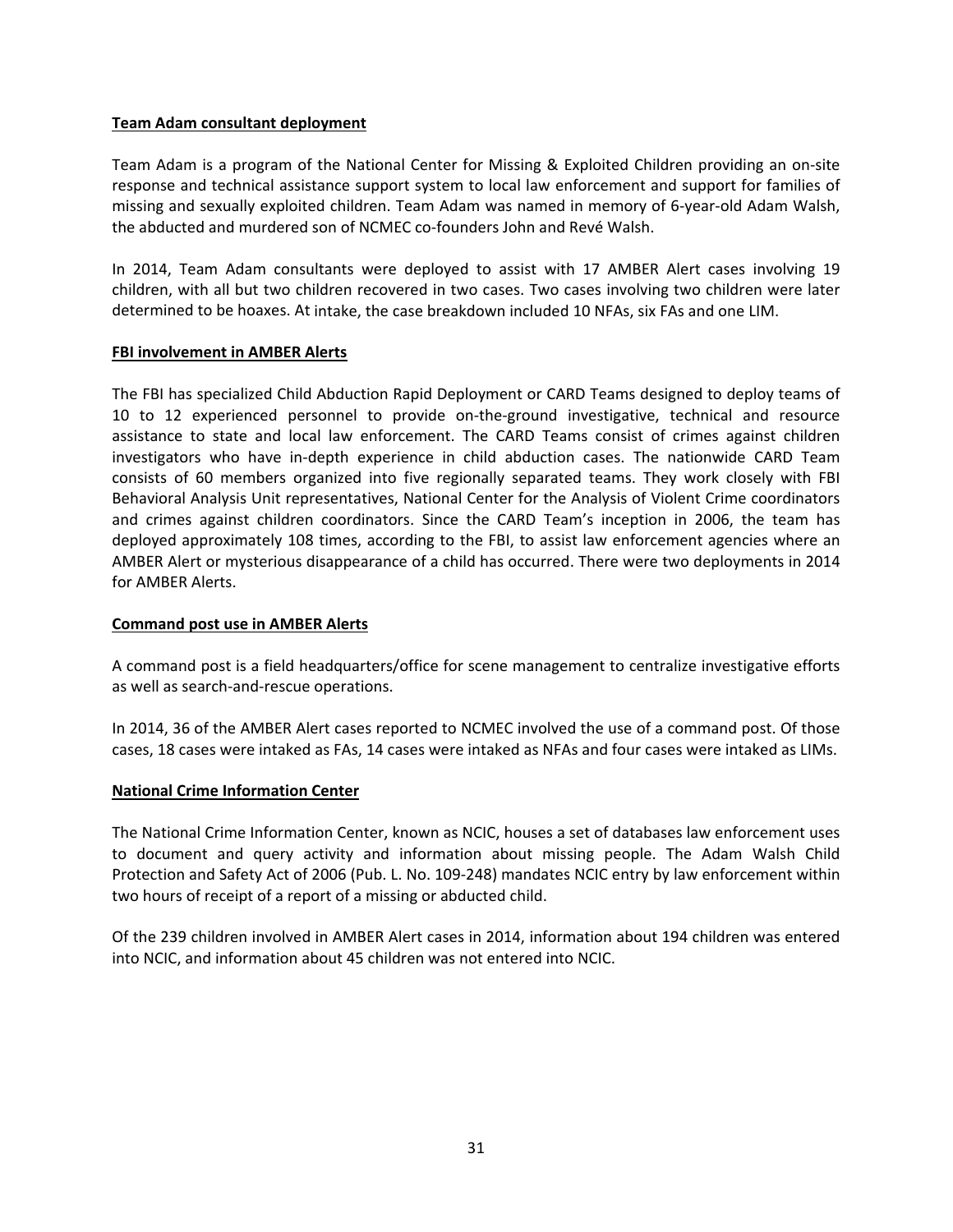**Team Adam consultant deployment**

Team Adam is a program of the National Center for Missing & Exploited Children providing an on-site response and technical assistance support system to local law enforcement and support for families of missing and sexually exploited children. Team Adam was named in memory of 6-year-old Adam Walsh, the abducted and murdered son of NCMEC co-founders John and Revé Walsh.

In 2014, Team Adam consultants were deployed to assist with 17 AMBER Alert cases involving 19 children, with all but two children recovered in two cases. Two cases involving two children were later determined to be hoaxes. At intake, the case breakdown included 10 NFAs, six FAs and one LIM.

**FBI involvement in AMBER Alerts**

The FBI has specialized Child Abduction Rapid Deployment or CARD Teams designed to deploy teams of 10 to 12 experienced personnel to provide on-the-ground investigative, technical and resource assistance to state and local law enforcement. The CARD Teams consist of crimes against children investigators who have in-depth experience in child abduction cases. The nationwide CARD Team consists of 60 members organized into five regionally separated teams. They work closely with FBI Behavioral Analysis Unit representatives, National Center for the Analysis of Violent Crime coordinators and crimes against children coordinators. Since the CARD Team's inception in 2006, the team has deployed approximately 108 times, according to the FBI, to assist law enforcement agencies where an AMBER Alert or mysterious disappearance of a child has occurred. There were two deployments in 2014 for AMBER Alerts.

**Command post use in AMBER Alerts**

A command post is a field headquarters/office for scene management to centralize investigative efforts as well as search-and-rescue operations.

In 2014, 36 of the AMBER Alert cases reported to NCMEC involved the use of a command post. Of those cases, 18 cases were intaked as FAs, 14 cases were intaked as NFAs and four cases were intaked as LIMs.

**National Crime Information Center**

The National Crime Information Center, known as NCIC, houses a set of databases law enforcement uses to document and query activity and information about missing people. The Adam Walsh Child Protection and Safety Act of 2006 (Pub. L. No. 109-248) mandates NCIC entry by law enforcement within two hours of receipt of a report of a missing or abducted child.

Of the 239 children involved in AMBER Alert cases in 2014, information about 194 children was entered into NCIC, and information about 45 children was not entered into NCIC.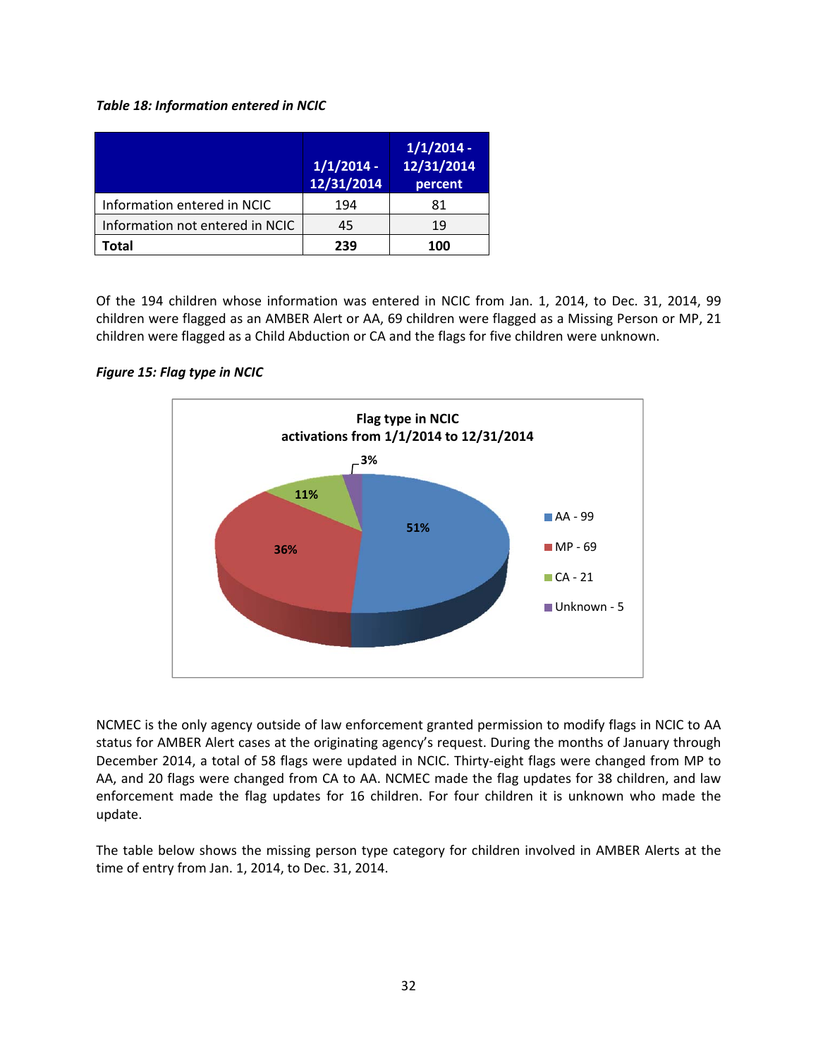*Table 18: Information entered in NCIC*

| | 1/1/2014 - 12/31/2014 | 1/1/2014 - 12/31/2014 percent |
|---|---|---|
| Information entered in NCIC | 194 | 81 |
| Information not entered in NCIC | 45 | 19 |
| **Total** | **239** | **100** |

Of the 194 children whose information was entered in NCIC from Jan. 1, 2014, to Dec. 31, 2014, 99 children were flagged as an AMBER Alert or AA, 69 children were flagged as a Missing Person or MP, 21 children were flagged as a Child Abduction or CA and the flags for five children were unknown.

*Figure 15: Flag type in NCIC*

**Flag type in NCIC activations from 1/1/2014 to 12/31/2014**

| Flag type | Count | Percent |
|---|---|---|
| AA | 99 | 51% |
| MP | 69 | 36% |
| CA | 21 | 11% |
| Unknown | 5 | 3% |

NCMEC is the only agency outside of law enforcement granted permission to modify flags in NCIC to AA status for AMBER Alert cases at the originating agency's request. During the months of January through December 2014, a total of 58 flags were updated in NCIC. Thirty-eight flags were changed from MP to AA, and 20 flags were changed from CA to AA. NCMEC made the flag updates for 38 children, and law enforcement made the flag updates for 16 children. For four children it is unknown who made the update.

The table below shows the missing person type category for children involved in AMBER Alerts at the time of entry from Jan. 1, 2014, to Dec. 31, 2014.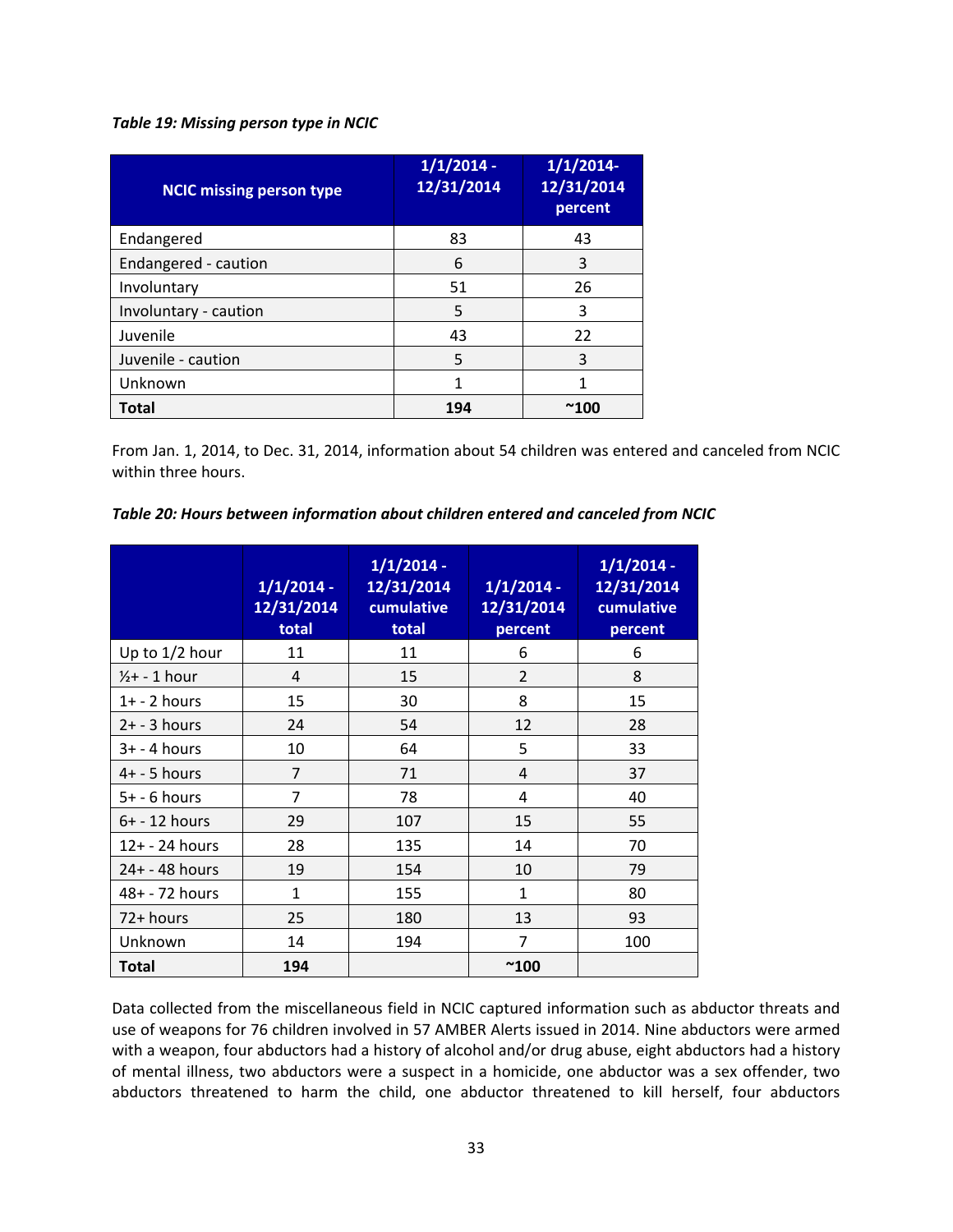***Table 19: Missing person type in NCIC***

| NCIC missing person type | 1/1/2014 - 12/31/2014 | 1/1/2014-12/31/2014 percent |
|---|---|---|
| Endangered | 83 | 43 |
| Endangered - caution | 6 | 3 |
| Involuntary | 51 | 26 |
| Involuntary - caution | 5 | 3 |
| Juvenile | 43 | 22 |
| Juvenile - caution | 5 | 3 |
| Unknown | 1 | 1 |
| **Total** | **194** | **~100** |

From Jan. 1, 2014, to Dec. 31, 2014, information about 54 children was entered and canceled from NCIC within three hours.

***Table 20: Hours between information about children entered and canceled from NCIC***

| | 1/1/2014 - 12/31/2014 total | 1/1/2014 - 12/31/2014 cumulative total | 1/1/2014 - 12/31/2014 percent | 1/1/2014 - 12/31/2014 cumulative percent |
|---|---|---|---|---|
| Up to 1/2 hour | 11 | 11 | 6 | 6 |
| ½+ - 1 hour | 4 | 15 | 2 | 8 |
| 1+ - 2 hours | 15 | 30 | 8 | 15 |
| 2+ - 3 hours | 24 | 54 | 12 | 28 |
| 3+ - 4 hours | 10 | 64 | 5 | 33 |
| 4+ - 5 hours | 7 | 71 | 4 | 37 |
| 5+ - 6 hours | 7 | 78 | 4 | 40 |
| 6+ - 12 hours | 29 | 107 | 15 | 55 |
| 12+ - 24 hours | 28 | 135 | 14 | 70 |
| 24+ - 48 hours | 19 | 154 | 10 | 79 |
| 48+ - 72 hours | 1 | 155 | 1 | 80 |
| 72+ hours | 25 | 180 | 13 | 93 |
| Unknown | 14 | 194 | 7 | 100 |
| **Total** | **194** | | **~100** | |

Data collected from the miscellaneous field in NCIC captured information such as abductor threats and use of weapons for 76 children involved in 57 AMBER Alerts issued in 2014. Nine abductors were armed with a weapon, four abductors had a history of alcohol and/or drug abuse, eight abductors had a history of mental illness, two abductors were a suspect in a homicide, one abductor was a sex offender, two abductors threatened to harm the child, one abductor threatened to kill herself, four abductors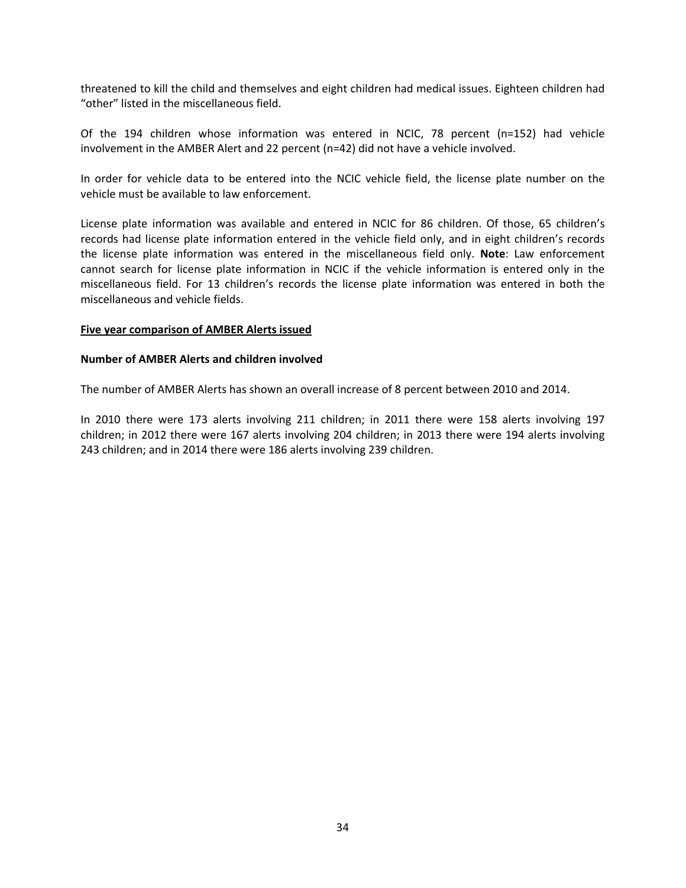threatened to kill the child and themselves and eight children had medical issues. Eighteen children had “other” listed in the miscellaneous field.

Of the 194 children whose information was entered in NCIC, 78 percent (n=152) had vehicle involvement in the AMBER Alert and 22 percent (n=42) did not have a vehicle involved.

In order for vehicle data to be entered into the NCIC vehicle field, the license plate number on the vehicle must be available to law enforcement.

License plate information was available and entered in NCIC for 86 children. Of those, 65 children’s records had license plate information entered in the vehicle field only, and in eight children’s records the license plate information was entered in the miscellaneous field only. **Note**: Law enforcement cannot search for license plate information in NCIC if the vehicle information is entered only in the miscellaneous field. For 13 children’s records the license plate information was entered in both the miscellaneous and vehicle fields.

## <u>Five year comparison of AMBER Alerts issued</u>

### Number of AMBER Alerts and children involved

The number of AMBER Alerts has shown an overall increase of 8 percent between 2010 and 2014.

In 2010 there were 173 alerts involving 211 children; in 2011 there were 158 alerts involving 197 children; in 2012 there were 167 alerts involving 204 children; in 2013 there were 194 alerts involving 243 children; and in 2014 there were 186 alerts involving 239 children.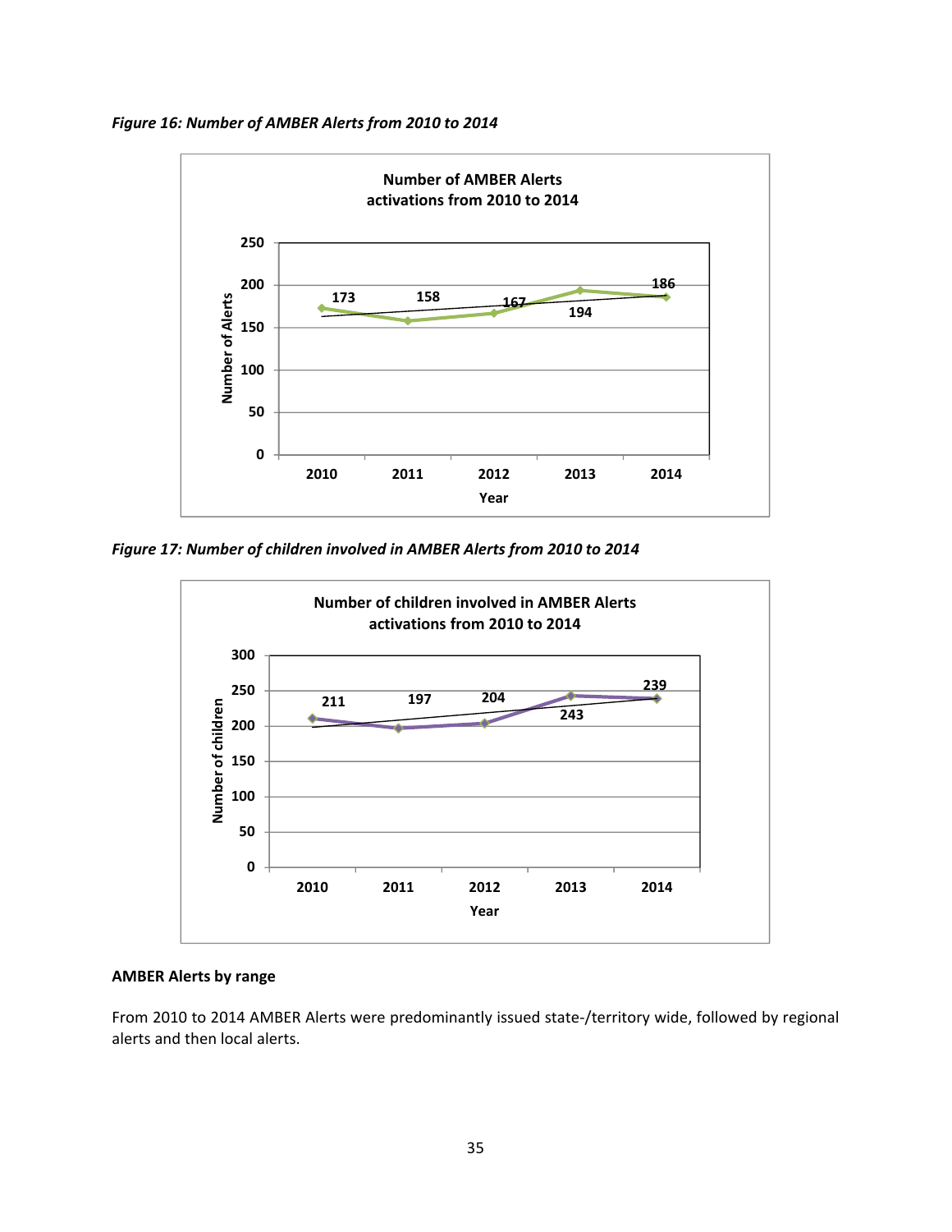*Figure 16: Number of AMBER Alerts from 2010 to 2014*

Number of AMBER Alerts activations from 2010 to 2014

| Year | Number of Alerts |
|---|---|
| 2010 | 173 |
| 2011 | 158 |
| 2012 | 167 |
| 2013 | 194 |
| 2014 | 186 |

*Figure 17: Number of children involved in AMBER Alerts from 2010 to 2014*

Number of children involved in AMBER Alerts activations from 2010 to 2014

| Year | Number of children |
|---|---|
| 2010 | 211 |
| 2011 | 197 |
| 2012 | 204 |
| 2013 | 243 |
| 2014 | 239 |

**AMBER Alerts by range**

From 2010 to 2014 AMBER Alerts were predominantly issued state-/territory wide, followed by regional alerts and then local alerts.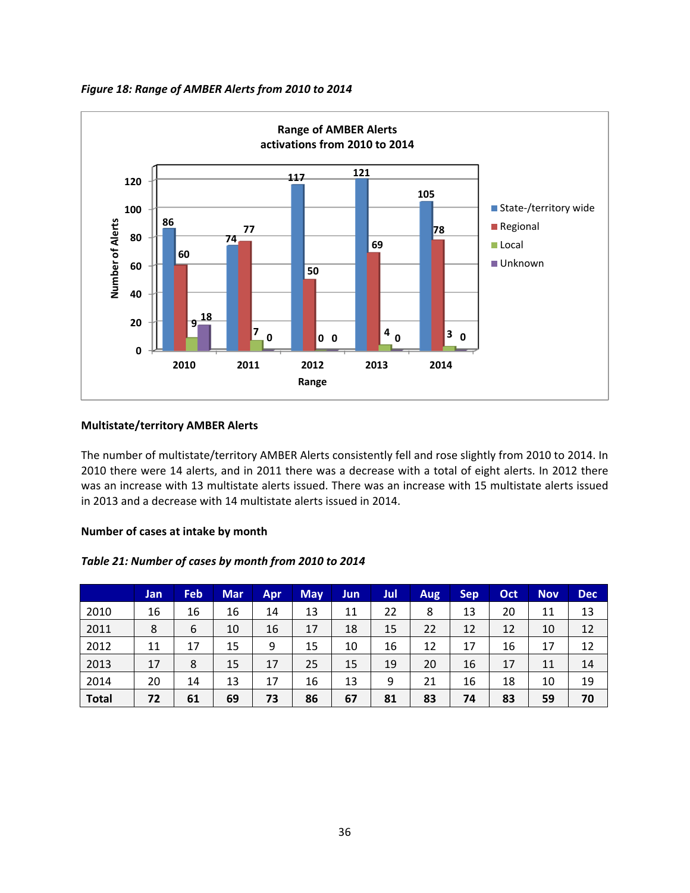*Figure 18: Range of AMBER Alerts from 2010 to 2014*

Range of AMBER Alerts activations from 2010 to 2014

| Range | State-/territory wide | Regional | Local | Unknown |
|---|---|---|---|---|
| 2010 | 86 | 60 | 9 | 18 |
| 2011 | 74 | 77 | 7 | 0 |
| 2012 | 117 | 50 | 0 | 0 |
| 2013 | 121 | 69 | 4 | 0 |
| 2014 | 105 | 78 | 3 | 0 |

**Multistate/territory AMBER Alerts**

The number of multistate/territory AMBER Alerts consistently fell and rose slightly from 2010 to 2014. In 2010 there were 14 alerts, and in 2011 there was a decrease with a total of eight alerts. In 2012 there was an increase with 13 multistate alerts issued. There was an increase with 15 multistate alerts issued in 2013 and a decrease with 14 multistate alerts issued in 2014.

**Number of cases at intake by month**

*Table 21: Number of cases by month from 2010 to 2014*

| | Jan | Feb | Mar | Apr | May | Jun | Jul | Aug | Sep | Oct | Nov | Dec |
|---|---|---|---|---|---|---|---|---|---|---|---|---|
| 2010 | 16 | 16 | 16 | 14 | 13 | 11 | 22 | 8 | 13 | 20 | 11 | 13 |
| 2011 | 8 | 6 | 10 | 16 | 17 | 18 | 15 | 22 | 12 | 12 | 10 | 12 |
| 2012 | 11 | 17 | 15 | 9 | 15 | 10 | 16 | 12 | 17 | 16 | 17 | 12 |
| 2013 | 17 | 8 | 15 | 17 | 25 | 15 | 19 | 20 | 16 | 17 | 11 | 14 |
| 2014 | 20 | 14 | 13 | 17 | 16 | 13 | 9 | 21 | 16 | 18 | 10 | 19 |
| **Total** | **72** | **61** | **69** | **73** | **86** | **67** | **81** | **83** | **74** | **83** | **59** | **70** |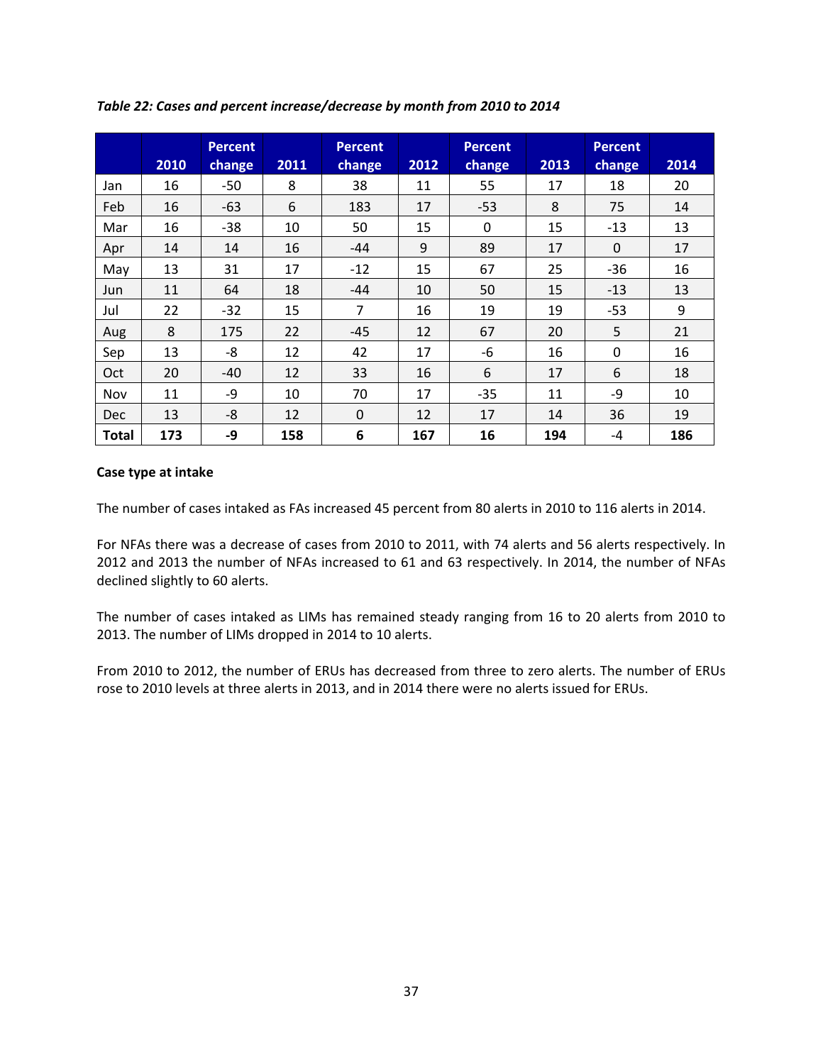*Table 22: Cases and percent increase/decrease by month from 2010 to 2014*

| | 2010 | Percent change | 2011 | Percent change | 2012 | Percent change | 2013 | Percent change | 2014 |
|---|---|---|---|---|---|---|---|---|---|
| Jan | 16 | -50 | 8 | 38 | 11 | 55 | 17 | 18 | 20 |
| Feb | 16 | -63 | 6 | 183 | 17 | -53 | 8 | 75 | 14 |
| Mar | 16 | -38 | 10 | 50 | 15 | 0 | 15 | -13 | 13 |
| Apr | 14 | 14 | 16 | -44 | 9 | 89 | 17 | 0 | 17 |
| May | 13 | 31 | 17 | -12 | 15 | 67 | 25 | -36 | 16 |
| Jun | 11 | 64 | 18 | -44 | 10 | 50 | 15 | -13 | 13 |
| Jul | 22 | -32 | 15 | 7 | 16 | 19 | 19 | -53 | 9 |
| Aug | 8 | 175 | 22 | -45 | 12 | 67 | 20 | 5 | 21 |
| Sep | 13 | -8 | 12 | 42 | 17 | -6 | 16 | 0 | 16 |
| Oct | 20 | -40 | 12 | 33 | 16 | 6 | 17 | 6 | 18 |
| Nov | 11 | -9 | 10 | 70 | 17 | -35 | 11 | -9 | 10 |
| Dec | 13 | -8 | 12 | 0 | 12 | 17 | 14 | 36 | 19 |
| **Total** | **173** | **-9** | **158** | **6** | **167** | **16** | **194** | -4 | **186** |

**Case type at intake**

The number of cases intaked as FAs increased 45 percent from 80 alerts in 2010 to 116 alerts in 2014.

For NFAs there was a decrease of cases from 2010 to 2011, with 74 alerts and 56 alerts respectively. In 2012 and 2013 the number of NFAs increased to 61 and 63 respectively. In 2014, the number of NFAs declined slightly to 60 alerts.

The number of cases intaked as LIMs has remained steady ranging from 16 to 20 alerts from 2010 to 2013. The number of LIMs dropped in 2014 to 10 alerts.

From 2010 to 2012, the number of ERUs has decreased from three to zero alerts. The number of ERUs rose to 2010 levels at three alerts in 2013, and in 2014 there were no alerts issued for ERUs.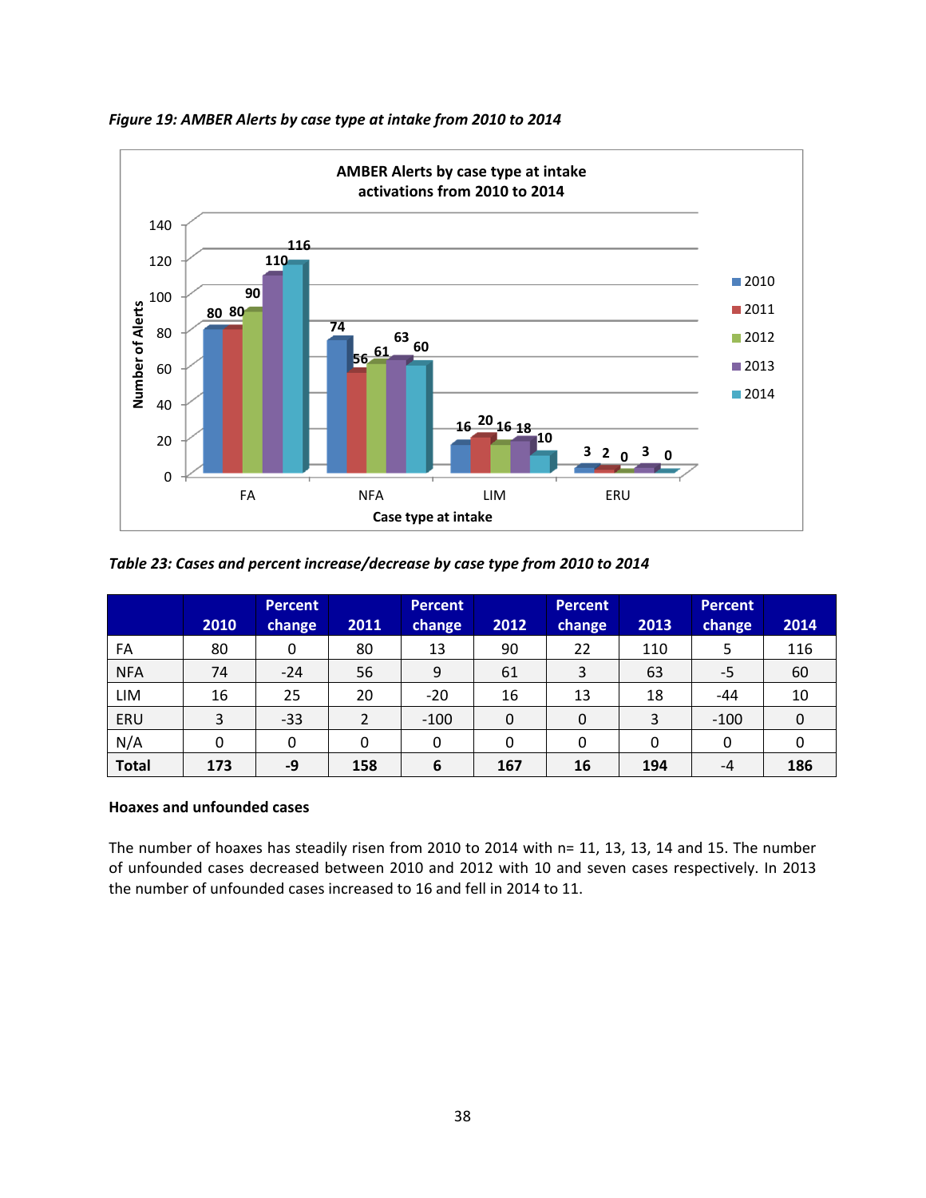*Figure 19: AMBER Alerts by case type at intake from 2010 to 2014*

*Table 23: Cases and percent increase/decrease by case type from 2010 to 2014*

| | 2010 | Percent change | 2011 | Percent change | 2012 | Percent change | 2013 | Percent change | 2014 |
|---|---|---|---|---|---|---|---|---|---|
| FA | 80 | 0 | 80 | 13 | 90 | 22 | 110 | 5 | 116 |
| NFA | 74 | -24 | 56 | 9 | 61 | 3 | 63 | -5 | 60 |
| LIM | 16 | 25 | 20 | -20 | 16 | 13 | 18 | -44 | 10 |
| ERU | 3 | -33 | 2 | -100 | 0 | 0 | 3 | -100 | 0 |
| N/A | 0 | 0 | 0 | 0 | 0 | 0 | 0 | 0 | 0 |
| **Total** | **173** | **-9** | **158** | **6** | **167** | **16** | **194** | **-4** | **186** |

**Hoaxes and unfounded cases**

The number of hoaxes has steadily risen from 2010 to 2014 with n= 11, 13, 13, 14 and 15. The number of unfounded cases decreased between 2010 and 2012 with 10 and seven cases respectively. In 2013 the number of unfounded cases increased to 16 and fell in 2014 to 11.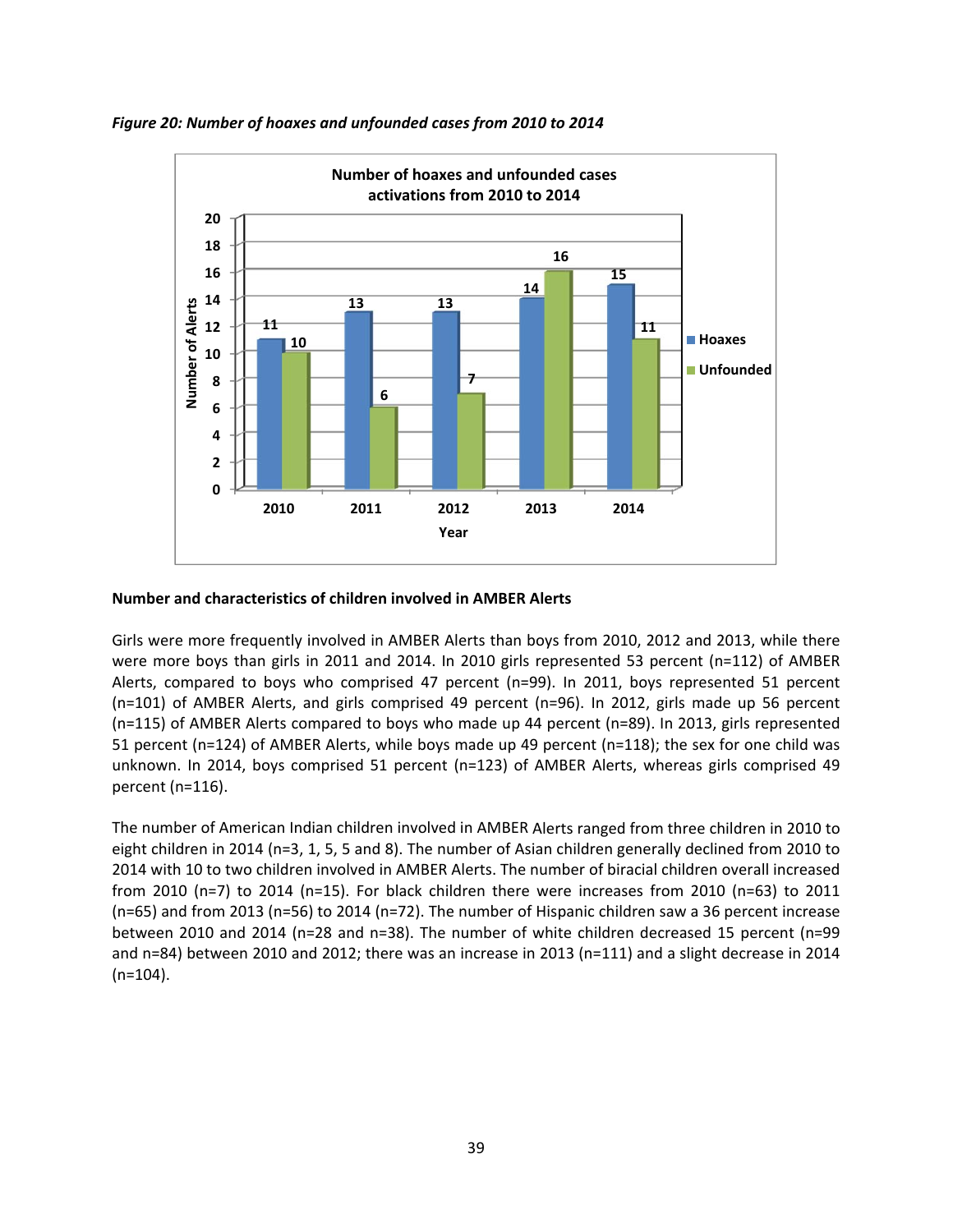*Figure 20: Number of hoaxes and unfounded cases from 2010 to 2014*

| Year | Hoaxes | Unfounded |
|---|---|---|
| 2010 | 11 | 10 |
| 2011 | 13 | 6 |
| 2012 | 13 | 7 |
| 2013 | 14 | 16 |
| 2014 | 15 | 11 |

**Number and characteristics of children involved in AMBER Alerts**

Girls were more frequently involved in AMBER Alerts than boys from 2010, 2012 and 2013, while there were more boys than girls in 2011 and 2014. In 2010 girls represented 53 percent (n=112) of AMBER Alerts, compared to boys who comprised 47 percent (n=99). In 2011, boys represented 51 percent (n=101) of AMBER Alerts, and girls comprised 49 percent (n=96). In 2012, girls made up 56 percent (n=115) of AMBER Alerts compared to boys who made up 44 percent (n=89). In 2013, girls represented 51 percent (n=124) of AMBER Alerts, while boys made up 49 percent (n=118); the sex for one child was unknown. In 2014, boys comprised 51 percent (n=123) of AMBER Alerts, whereas girls comprised 49 percent (n=116).

The number of American Indian children involved in AMBER Alerts ranged from three children in 2010 to eight children in 2014 (n=3, 1, 5, 5 and 8). The number of Asian children generally declined from 2010 to 2014 with 10 to two children involved in AMBER Alerts. The number of biracial children overall increased from 2010 (n=7) to 2014 (n=15). For black children there were increases from 2010 (n=63) to 2011 (n=65) and from 2013 (n=56) to 2014 (n=72). The number of Hispanic children saw a 36 percent increase between 2010 and 2014 (n=28 and n=38). The number of white children decreased 15 percent (n=99 and n=84) between 2010 and 2012; there was an increase in 2013 (n=111) and a slight decrease in 2014 (n=104).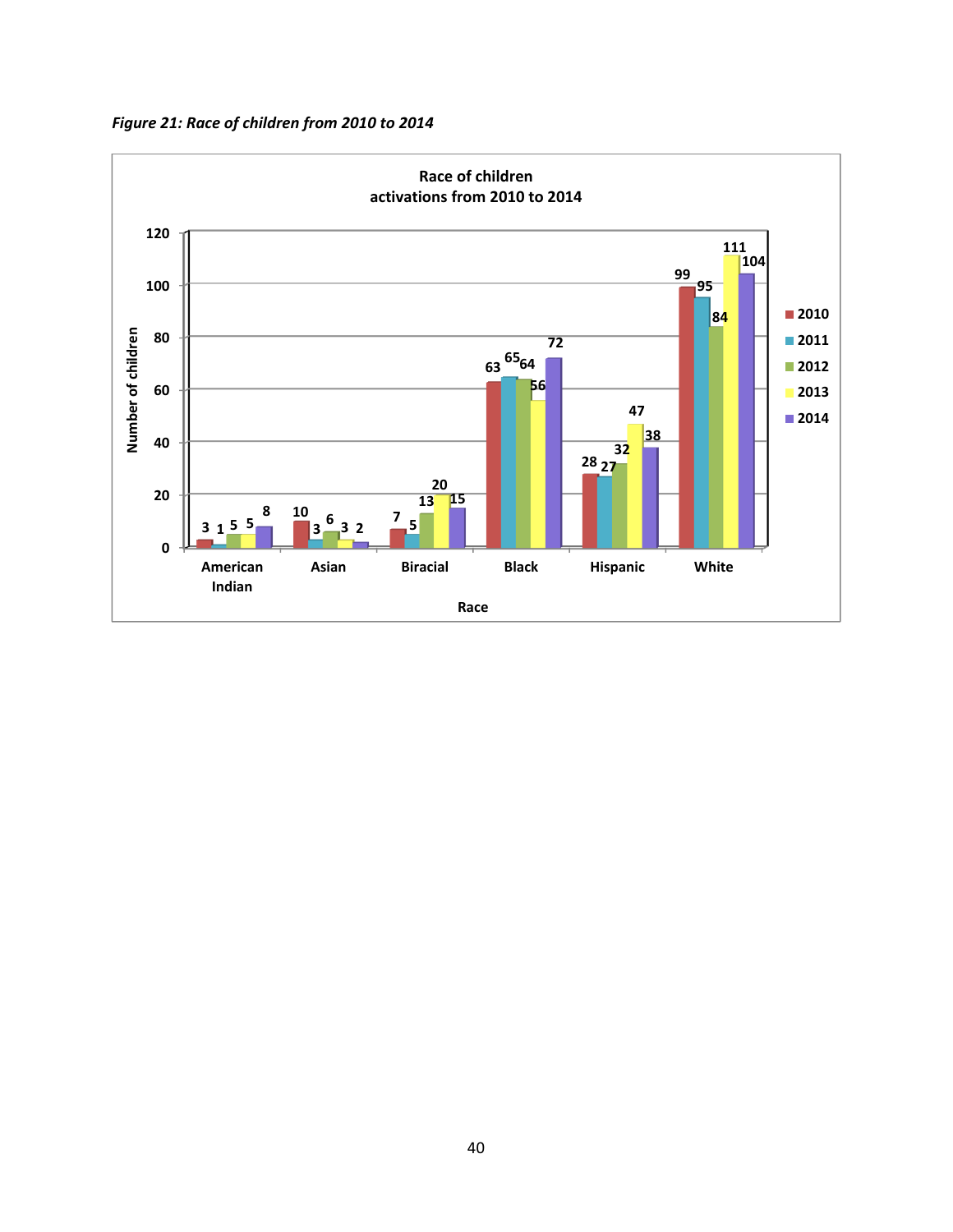*Figure 21: Race of children from 2010 to 2014*

Race of children activations from 2010 to 2014

| Race | 2010 | 2011 | 2012 | 2013 | 2014 |
|---|---|---|---|---|---|
| American Indian | 3 | 1 | 5 | 5 | 8 |
| Asian | 10 | 3 | 6 | 3 | 2 |
| Biracial | 7 | 5 | 13 | 20 | 15 |
| Black | 63 | 65 | 64 | 56 | 72 |
| Hispanic | 28 | 27 | 32 | 47 | 38 |
| White | 99 | 95 | 84 | 111 | 104 |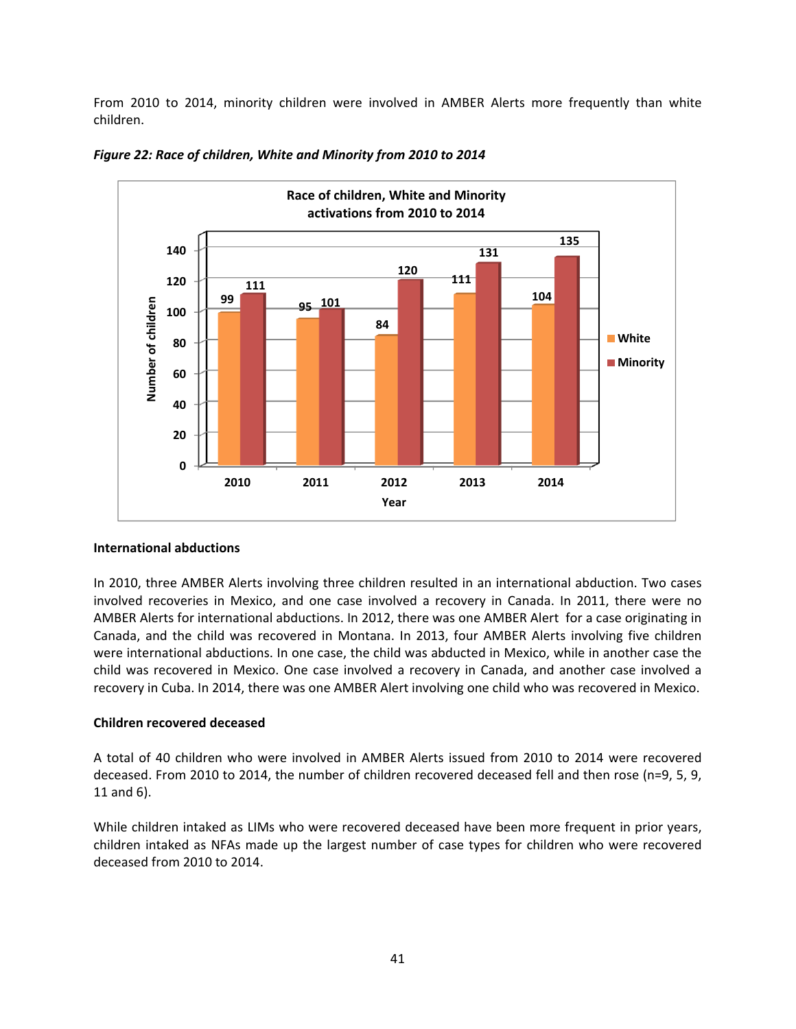From 2010 to 2014, minority children were involved in AMBER Alerts more frequently than white children.

*Figure 22: Race of children, White and Minority from 2010 to 2014*

**Race of children, White and Minority activations from 2010 to 2014**

| Year | White | Minority |
|---|---|---|
| 2010 | 99 | 111 |
| 2011 | 95 | 101 |
| 2012 | 84 | 120 |
| 2013 | 111 | 131 |
| 2014 | 104 | 135 |

**International abductions**

In 2010, three AMBER Alerts involving three children resulted in an international abduction. Two cases involved recoveries in Mexico, and one case involved a recovery in Canada. In 2011, there were no AMBER Alerts for international abductions. In 2012, there was one AMBER Alert for a case originating in Canada, and the child was recovered in Montana. In 2013, four AMBER Alerts involving five children were international abductions. In one case, the child was abducted in Mexico, while in another case the child was recovered in Mexico. One case involved a recovery in Canada, and another case involved a recovery in Cuba. In 2014, there was one AMBER Alert involving one child who was recovered in Mexico.

**Children recovered deceased**

A total of 40 children who were involved in AMBER Alerts issued from 2010 to 2014 were recovered deceased. From 2010 to 2014, the number of children recovered deceased fell and then rose (n=9, 5, 9, 11 and 6).

While children intaked as LIMs who were recovered deceased have been more frequent in prior years, children intaked as NFAs made up the largest number of case types for children who were recovered deceased from 2010 to 2014.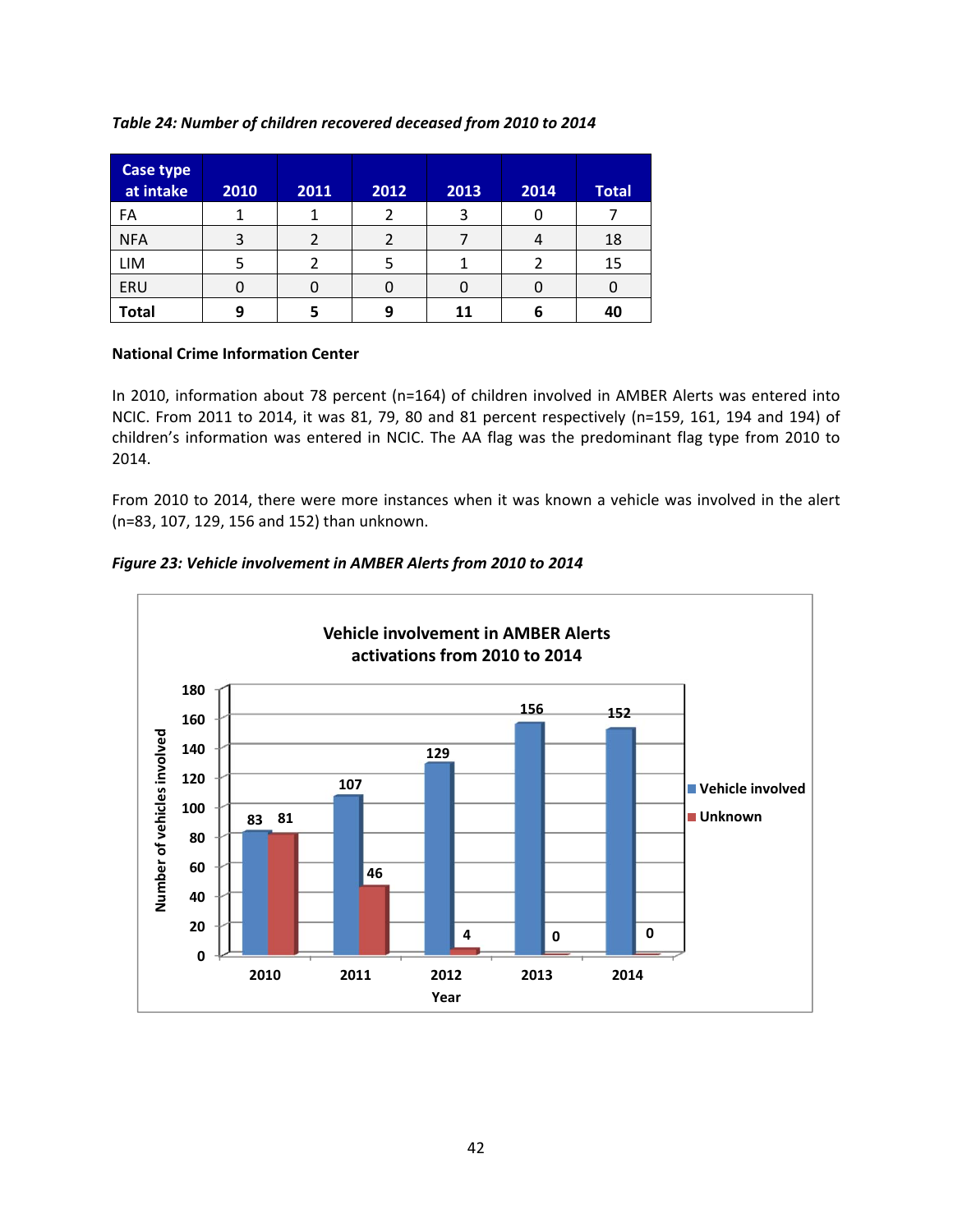*Table 24: Number of children recovered deceased from 2010 to 2014*

| Case type at intake | 2010 | 2011 | 2012 | 2013 | 2014 | Total |
|---|---|---|---|---|---|---|
| FA | 1 | 1 | 2 | 3 | 0 | 7 |
| NFA | 3 | 2 | 2 | 7 | 4 | 18 |
| LIM | 5 | 2 | 5 | 1 | 2 | 15 |
| ERU | 0 | 0 | 0 | 0 | 0 | 0 |
| **Total** | **9** | **5** | **9** | **11** | **6** | **40** |

**National Crime Information Center**

In 2010, information about 78 percent (n=164) of children involved in AMBER Alerts was entered into NCIC. From 2011 to 2014, it was 81, 79, 80 and 81 percent respectively (n=159, 161, 194 and 194) of children's information was entered in NCIC. The AA flag was the predominant flag type from 2010 to 2014.

From 2010 to 2014, there were more instances when it was known a vehicle was involved in the alert (n=83, 107, 129, 156 and 152) than unknown.

***Figure 23: Vehicle involvement in AMBER Alerts from 2010 to 2014***

| Year | Vehicle involved | Unknown |
|---|---|---|
| 2010 | 83 | 81 |
| 2011 | 107 | 46 |
| 2012 | 129 | 4 |
| 2013 | 156 | 0 |
| 2014 | 152 | 0 |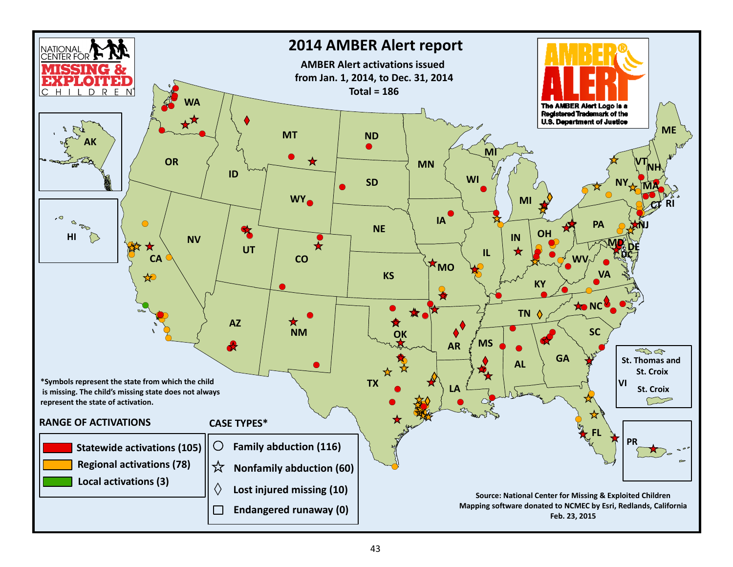# 2014 AMBER Alert report

**AMBER Alert activations issued from Jan. 1, 2014, to Dec. 31, 2014**

**Total = 186**

NATIONAL CENTER FOR MISSING & EXPLOITED CHILDREN

AMBER ALERT

The AMBER Alert Logo is a Registered Trademark of the U.S. Department of Justice

WA, OR, CA, AK, HI, ID, NV, MT, WY, UT, AZ, CO, NM, ND, SD, NE, KS, OK, TX, MN, IA, MO, AR, LA, WI, IL, MS, MI, IN, KY, TN, AL, OH, WV, GA, FL, PA, VA, NC, SC, NY, ME, VT, NH, MA, CT, RI, NJ, DE, MD, DC

St. Thomas and St. Croix

VI

St. Croix

PR

*Symbols represent the state from which the child is missing. The child's missing state does not always represent the state of activation.

**RANGE OF ACTIVATIONS**

- Statewide activations (105)
- Regional activations (78)
- Local activations (3)

**CASE TYPES***

- Family abduction (116)
- Nonfamily abduction (60)
- Lost injured missing (10)
- Endangered runaway (0)

Source: National Center for Missing & Exploited Children
Mapping software donated to NCMEC by Esri, Redlands, California
Feb. 23, 2015